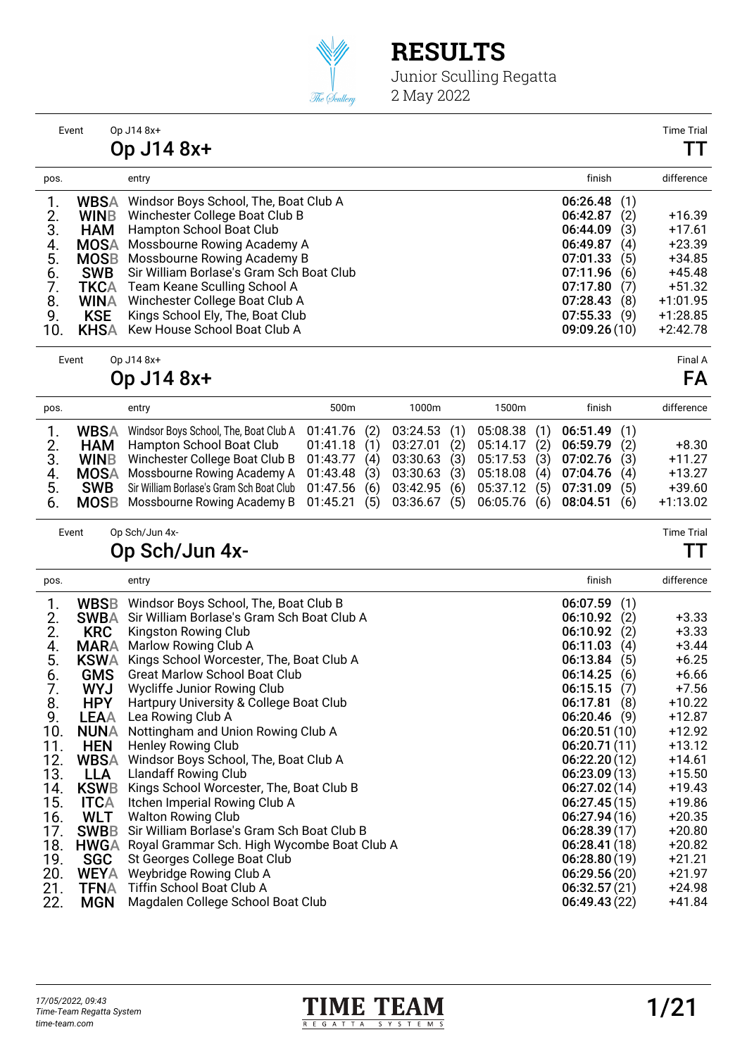# RESULTS

Junior Sculling Regatta
2 May 2022

Event: Op J14 8x+ — Time Trial

## Op J14 8x+ — TT

| pos. | | entry | finish | difference |
|---|---|---|---|---|
| 1. | WBSA | Windsor Boys School, The, Boat Club A | 06:26.48 (1) | |
| 2. | WINB | Winchester College Boat Club B | 06:42.87 (2) | +16.39 |
| 3. | HAM | Hampton School Boat Club | 06:44.09 (3) | +17.61 |
| 4. | MOSA | Mossbourne Rowing Academy A | 06:49.87 (4) | +23.39 |
| 5. | MOSB | Mossbourne Rowing Academy B | 07:01.33 (5) | +34.85 |
| 6. | SWB | Sir William Borlase's Gram Sch Boat Club | 07:11.96 (6) | +45.48 |
| 7. | TKCA | Team Keane Sculling School A | 07:17.80 (7) | +51.32 |
| 8. | WINA | Winchester College Boat Club A | 07:28.43 (8) | +1:01.95 |
| 9. | KSE | Kings School Ely, The, Boat Club | 07:55.33 (9) | +1:28.85 |
| 10. | KHSA | Kew House School Boat Club A | 09:09.26 (10) | +2:42.78 |

Event: Op J14 8x+ — Final A

## Op J14 8x+ — FA

| pos. | | entry | 500m | 1000m | 1500m | finish | difference |
|---|---|---|---|---|---|---|---|
| 1. | WBSA | Windsor Boys School, The, Boat Club A | 01:41.76 (2) | 03:24.53 (1) | 05:08.38 (1) | 06:51.49 (1) | |
| 2. | HAM | Hampton School Boat Club | 01:41.18 (1) | 03:27.01 (2) | 05:14.17 (2) | 06:59.79 (2) | +8.30 |
| 3. | WINB | Winchester College Boat Club B | 01:43.77 (4) | 03:30.63 (3) | 05:17.53 (3) | 07:02.76 (3) | +11.27 |
| 4. | MOSA | Mossbourne Rowing Academy A | 01:43.48 (3) | 03:30.63 (3) | 05:18.08 (4) | 07:04.76 (4) | +13.27 |
| 5. | SWB | Sir William Borlase's Gram Sch Boat Club | 01:47.56 (6) | 03:42.95 (6) | 05:37.12 (5) | 07:31.09 (5) | +39.60 |
| 6. | MOSB | Mossbourne Rowing Academy B | 01:45.21 (5) | 03:36.67 (5) | 06:05.76 (6) | 08:04.51 (6) | +1:13.02 |

Event: Op Sch/Jun 4x- — Time Trial

## Op Sch/Jun 4x- — TT

| pos. | | entry | finish | difference |
|---|---|---|---|---|
| 1. | WBSB | Windsor Boys School, The, Boat Club B | 06:07.59 (1) | |
| 2. | SWBA | Sir William Borlase's Gram Sch Boat Club A | 06:10.92 (2) | +3.33 |
| 2. | KRC | Kingston Rowing Club | 06:10.92 (2) | +3.33 |
| 4. | MARA | Marlow Rowing Club A | 06:11.03 (4) | +3.44 |
| 5. | KSWA | Kings School Worcester, The, Boat Club A | 06:13.84 (5) | +6.25 |
| 6. | GMS | Great Marlow School Boat Club | 06:14.25 (6) | +6.66 |
| 7. | WYJ | Wycliffe Junior Rowing Club | 06:15.15 (7) | +7.56 |
| 8. | HPY | Hartpury University & College Boat Club | 06:17.81 (8) | +10.22 |
| 9. | LEAA | Lea Rowing Club A | 06:20.46 (9) | +12.87 |
| 10. | NUNA | Nottingham and Union Rowing Club A | 06:20.51 (10) | +12.92 |
| 11. | HEN | Henley Rowing Club | 06:20.71 (11) | +13.12 |
| 12. | WBSA | Windsor Boys School, The, Boat Club A | 06:22.20 (12) | +14.61 |
| 13. | LLA | Llandaff Rowing Club | 06:23.09 (13) | +15.50 |
| 14. | KSWB | Kings School Worcester, The, Boat Club B | 06:27.02 (14) | +19.43 |
| 15. | ITCA | Itchen Imperial Rowing Club A | 06:27.45 (15) | +19.86 |
| 16. | WLT | Walton Rowing Club | 06:27.94 (16) | +20.35 |
| 17. | SWBB | Sir William Borlase's Gram Sch Boat Club B | 06:28.39 (17) | +20.80 |
| 18. | HWGA | Royal Grammar Sch. High Wycombe Boat Club A | 06:28.41 (18) | +20.82 |
| 19. | SGC | St Georges College Boat Club | 06:28.80 (19) | +21.21 |
| 20. | WEYA | Weybridge Rowing Club A | 06:29.56 (20) | +21.97 |
| 21. | TFNA | Tiffin School Boat Club A | 06:32.57 (21) | +24.98 |
| 22. | MGN | Magdalen College School Boat Club | 06:49.43 (22) | +41.84 |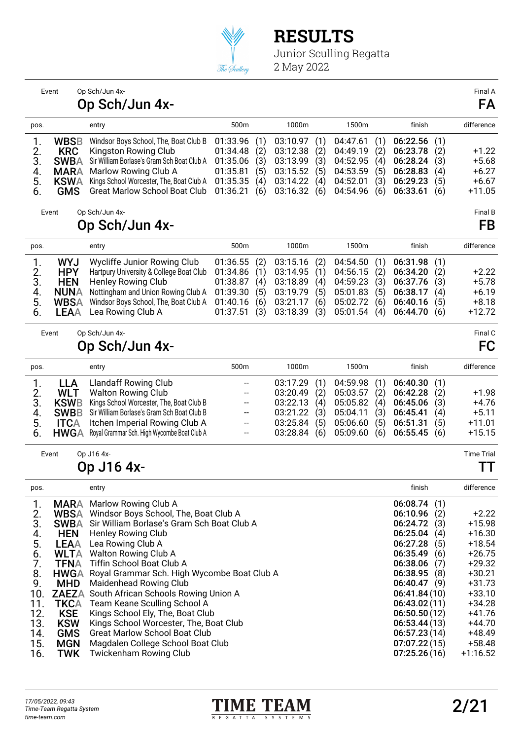# RESULTS

Junior Sculling Regatta
2 May 2022

Event: Op Sch/Jun 4x- — Final A

## Op Sch/Jun 4x- — FA

| pos. | | entry | 500m | | 1000m | | 1500m | | finish | | difference |
|---|---|---|---|---|---|---|---|---|---|---|---|
| 1. | WBSB | Windsor Boys School, The, Boat Club B | 01:33.96 | (1) | 03:10.97 | (1) | 04:47.61 | (1) | **06:22.56** | (1) | |
| 2. | KRC | Kingston Rowing Club | 01:34.48 | (2) | 03:12.38 | (2) | 04:49.19 | (2) | **06:23.78** | (2) | +1.22 |
| 3. | SWBA | Sir William Borlase's Gram Sch Boat Club A | 01:35.06 | (3) | 03:13.99 | (3) | 04:52.95 | (4) | **06:28.24** | (3) | +5.68 |
| 4. | MARA | Marlow Rowing Club A | 01:35.81 | (5) | 03:15.52 | (5) | 04:53.59 | (5) | **06:28.83** | (4) | +6.27 |
| 5. | KSWA | Kings School Worcester, The, Boat Club A | 01:35.35 | (4) | 03:14.22 | (4) | 04:52.01 | (3) | **06:29.23** | (5) | +6.67 |
| 6. | GMS | Great Marlow School Boat Club | 01:36.21 | (6) | 03:16.32 | (6) | 04:54.96 | (6) | **06:33.61** | (6) | +11.05 |

Event: Op Sch/Jun 4x- — Final B

## Op Sch/Jun 4x- — FB

| pos. | | entry | 500m | | 1000m | | 1500m | | finish | | difference |
|---|---|---|---|---|---|---|---|---|---|---|---|
| 1. | WYJ | Wycliffe Junior Rowing Club | 01:36.55 | (2) | 03:15.16 | (2) | 04:54.50 | (1) | **06:31.98** | (1) | |
| 2. | HPY | Hartpury University & College Boat Club | 01:34.86 | (1) | 03:14.95 | (1) | 04:56.15 | (2) | **06:34.20** | (2) | +2.22 |
| 3. | HEN | Henley Rowing Club | 01:38.87 | (4) | 03:18.89 | (4) | 04:59.23 | (3) | **06:37.76** | (3) | +5.78 |
| 4. | NUNA | Nottingham and Union Rowing Club A | 01:39.30 | (5) | 03:19.79 | (5) | 05:01.83 | (5) | **06:38.17** | (4) | +6.19 |
| 5. | WBSA | Windsor Boys School, The, Boat Club A | 01:40.16 | (6) | 03:21.17 | (6) | 05:02.72 | (6) | **06:40.16** | (5) | +8.18 |
| 6. | LEAA | Lea Rowing Club A | 01:37.51 | (3) | 03:18.39 | (3) | 05:01.54 | (4) | **06:44.70** | (6) | +12.72 |

Event: Op Sch/Jun 4x- — Final C

## Op Sch/Jun 4x- — FC

| pos. | | entry | 500m | | 1000m | | 1500m | | finish | | difference |
|---|---|---|---|---|---|---|---|---|---|---|---|
| 1. | LLA | Llandaff Rowing Club | -- | | 03:17.29 | (1) | 04:59.98 | (1) | **06:40.30** | (1) | |
| 2. | WLT | Walton Rowing Club | -- | | 03:20.49 | (2) | 05:03.57 | (2) | **06:42.28** | (2) | +1.98 |
| 3. | KSWB | Kings School Worcester, The, Boat Club B | -- | | 03:22.13 | (4) | 05:05.82 | (4) | **06:45.06** | (3) | +4.76 |
| 4. | SWBB | Sir William Borlase's Gram Sch Boat Club B | -- | | 03:21.22 | (3) | 05:04.11 | (3) | **06:45.41** | (4) | +5.11 |
| 5. | ITCA | Itchen Imperial Rowing Club A | -- | | 03:25.84 | (5) | 05:06.60 | (5) | **06:51.31** | (5) | +11.01 |
| 6. | HWGA | Royal Grammar Sch. High Wycombe Boat Club A | -- | | 03:28.84 | (6) | 05:09.60 | (6) | **06:55.45** | (6) | +15.15 |

Event: Op J16 4x- — Time Trial

## Op J16 4x- — TT

| pos. | | entry | finish | | difference |
|---|---|---|---|---|---|
| 1. | MARA | Marlow Rowing Club A | **06:08.74** | (1) | |
| 2. | WBSA | Windsor Boys School, The, Boat Club A | **06:10.96** | (2) | +2.22 |
| 3. | SWBA | Sir William Borlase's Gram Sch Boat Club A | **06:24.72** | (3) | +15.98 |
| 4. | HEN | Henley Rowing Club | **06:25.04** | (4) | +16.30 |
| 5. | LEAA | Lea Rowing Club A | **06:27.28** | (5) | +18.54 |
| 6. | WLTA | Walton Rowing Club A | **06:35.49** | (6) | +26.75 |
| 7. | TFNA | Tiffin School Boat Club A | **06:38.06** | (7) | +29.32 |
| 8. | HWGA | Royal Grammar Sch. High Wycombe Boat Club A | **06:38.95** | (8) | +30.21 |
| 9. | MHD | Maidenhead Rowing Club | **06:40.47** | (9) | +31.73 |
| 10. | ZAEZA | South African Schools Rowing Union A | **06:41.84** | (10) | +33.10 |
| 11. | TKCA | Team Keane Sculling School A | **06:43.02** | (11) | +34.28 |
| 12. | KSE | Kings School Ely, The, Boat Club | **06:50.50** | (12) | +41.76 |
| 13. | KSW | Kings School Worcester, The, Boat Club | **06:53.44** | (13) | +44.70 |
| 14. | GMS | Great Marlow School Boat Club | **06:57.23** | (14) | +48.49 |
| 15. | MGN | Magdalen College School Boat Club | **07:07.22** | (15) | +58.48 |
| 16. | TWK | Twickenham Rowing Club | **07:25.26** | (16) | +1:16.52 |

*17/05/2022, 09:43*
*Time-Team Regatta System*
*time-team.com*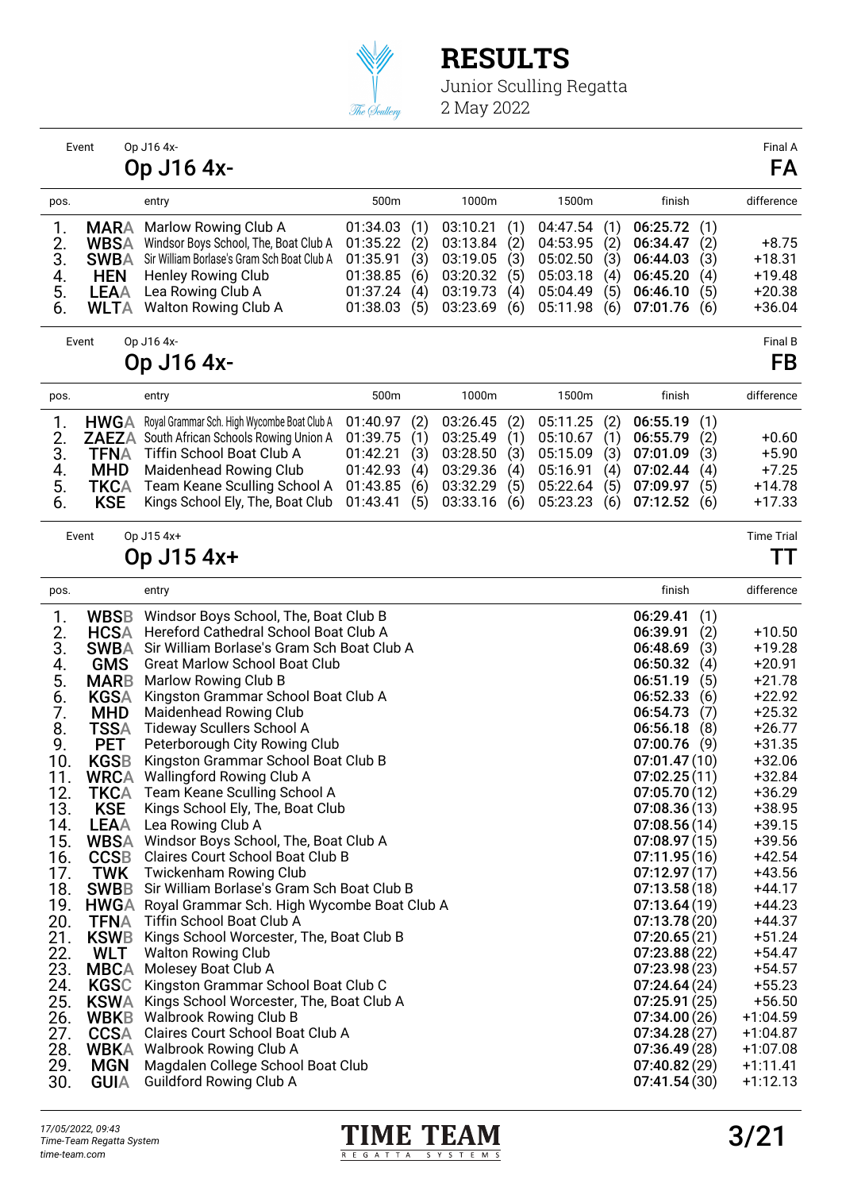# RESULTS

Junior Sculling Regatta
2 May 2022

Event Op J16 4x- — Final A

## Op J16 4x- — FA

| pos. | | entry | 500m | 1000m | 1500m | finish | difference |
|---|---|---|---|---|---|---|---|
| 1. | MARA | Marlow Rowing Club A | 01:34.03 (1) | 03:10.21 (1) | 04:47.54 (1) | **06:25.72** (1) | |
| 2. | WBSA | Windsor Boys School, The, Boat Club A | 01:35.22 (2) | 03:13.84 (2) | 04:53.95 (2) | **06:34.47** (2) | +8.75 |
| 3. | SWBA | Sir William Borlase's Gram Sch Boat Club A | 01:35.91 (3) | 03:19.05 (3) | 05:02.50 (3) | **06:44.03** (3) | +18.31 |
| 4. | HEN | Henley Rowing Club | 01:38.85 (6) | 03:20.32 (5) | 05:03.18 (4) | **06:45.20** (4) | +19.48 |
| 5. | LEAA | Lea Rowing Club A | 01:37.24 (4) | 03:19.73 (4) | 05:04.49 (5) | **06:46.10** (5) | +20.38 |
| 6. | WLTA | Walton Rowing Club A | 01:38.03 (5) | 03:23.69 (6) | 05:11.98 (6) | **07:01.76** (6) | +36.04 |

Event Op J16 4x- — Final B

## Op J16 4x- — FB

| pos. | | entry | 500m | 1000m | 1500m | finish | difference |
|---|---|---|---|---|---|---|---|
| 1. | HWGA | Royal Grammar Sch. High Wycombe Boat Club A | 01:40.97 (2) | 03:26.45 (2) | 05:11.25 (2) | **06:55.19** (1) | |
| 2. | ZAEZA | South African Schools Rowing Union A | 01:39.75 (1) | 03:25.49 (1) | 05:10.67 (1) | **06:55.79** (2) | +0.60 |
| 3. | TFNA | Tiffin School Boat Club A | 01:42.21 (3) | 03:28.50 (3) | 05:15.09 (3) | **07:01.09** (3) | +5.90 |
| 4. | MHD | Maidenhead Rowing Club | 01:42.93 (4) | 03:29.36 (4) | 05:16.91 (4) | **07:02.44** (4) | +7.25 |
| 5. | TKCA | Team Keane Sculling School A | 01:43.85 (6) | 03:32.29 (5) | 05:22.64 (5) | **07:09.97** (5) | +14.78 |
| 6. | KSE | Kings School Ely, The, Boat Club | 01:43.41 (5) | 03:33.16 (6) | 05:23.23 (6) | **07:12.52** (6) | +17.33 |

Event Op J15 4x+ — Time Trial

## Op J15 4x+ — TT

| pos. | | entry | finish | difference |
|---|---|---|---|---|
| 1. | WBSB | Windsor Boys School, The, Boat Club B | **06:29.41** (1) | |
| 2. | HCSA | Hereford Cathedral School Boat Club A | **06:39.91** (2) | +10.50 |
| 3. | SWBA | Sir William Borlase's Gram Sch Boat Club A | **06:48.69** (3) | +19.28 |
| 4. | GMS | Great Marlow School Boat Club | **06:50.32** (4) | +20.91 |
| 5. | MARB | Marlow Rowing Club B | **06:51.19** (5) | +21.78 |
| 6. | KGSA | Kingston Grammar School Boat Club A | **06:52.33** (6) | +22.92 |
| 7. | MHD | Maidenhead Rowing Club | **06:54.73** (7) | +25.32 |
| 8. | TSSA | Tideway Scullers School A | **06:56.18** (8) | +26.77 |
| 9. | PET | Peterborough City Rowing Club | **07:00.76** (9) | +31.35 |
| 10. | KGSB | Kingston Grammar School Boat Club B | **07:01.47** (10) | +32.06 |
| 11. | WRCA | Wallingford Rowing Club A | **07:02.25** (11) | +32.84 |
| 12. | TKCA | Team Keane Sculling School A | **07:05.70** (12) | +36.29 |
| 13. | KSE | Kings School Ely, The, Boat Club | **07:08.36** (13) | +38.95 |
| 14. | LEAA | Lea Rowing Club A | **07:08.56** (14) | +39.15 |
| 15. | WBSA | Windsor Boys School, The, Boat Club A | **07:08.97** (15) | +39.56 |
| 16. | CCSB | Claires Court School Boat Club B | **07:11.95** (16) | +42.54 |
| 17. | TWK | Twickenham Rowing Club | **07:12.97** (17) | +43.56 |
| 18. | SWBB | Sir William Borlase's Gram Sch Boat Club B | **07:13.58** (18) | +44.17 |
| 19. | HWGA | Royal Grammar Sch. High Wycombe Boat Club A | **07:13.64** (19) | +44.23 |
| 20. | TFNA | Tiffin School Boat Club A | **07:13.78** (20) | +44.37 |
| 21. | KSWB | Kings School Worcester, The, Boat Club B | **07:20.65** (21) | +51.24 |
| 22. | WLT | Walton Rowing Club | **07:23.88** (22) | +54.47 |
| 23. | MBCA | Molesey Boat Club A | **07:23.98** (23) | +54.57 |
| 24. | KGSC | Kingston Grammar School Boat Club C | **07:24.64** (24) | +55.23 |
| 25. | KSWA | Kings School Worcester, The, Boat Club A | **07:25.91** (25) | +56.50 |
| 26. | WBKB | Walbrook Rowing Club B | **07:34.00** (26) | +1:04.59 |
| 27. | CCSA | Claires Court School Boat Club A | **07:34.28** (27) | +1:04.87 |
| 28. | WBKA | Walbrook Rowing Club A | **07:36.49** (28) | +1:07.08 |
| 29. | MGN | Magdalen College School Boat Club | **07:40.82** (29) | +1:11.41 |
| 30. | GUIA | Guildford Rowing Club A | **07:41.54** (30) | +1:12.13 |

*17/05/2022, 09:43*
*Time-Team Regatta System*
*time-team.com*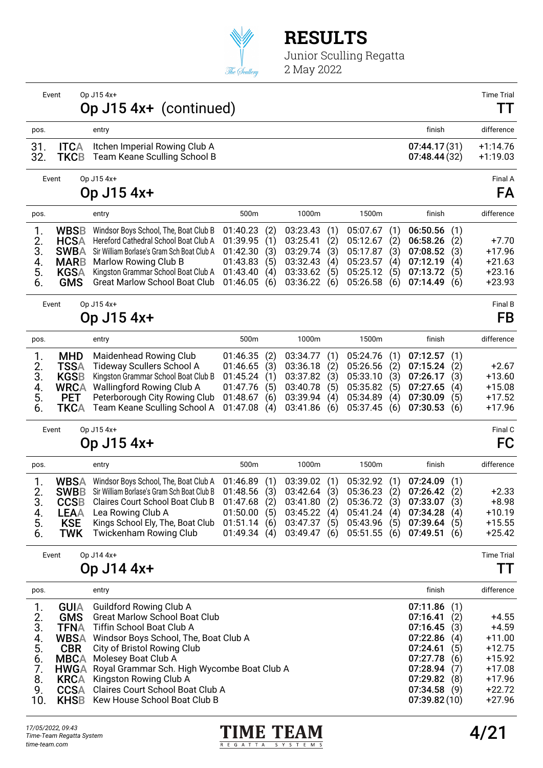# RESULTS

Junior Sculling Regatta
2 May 2022

Event: Op J15 4x+ — Time Trial TT

## Op J15 4x+ (continued)

| pos. | | entry | finish | difference |
|---|---|---|---|---|
| 31. | ITCA | Itchen Imperial Rowing Club A | 07:44.17 (31) | +1:14.76 |
| 32. | TKCB | Team Keane Sculling School B | 07:48.44 (32) | +1:19.03 |

Event: Op J15 4x+ — Final A FA

## Op J15 4x+

| pos. | | entry | 500m | | 1000m | | 1500m | | finish | | difference |
|---|---|---|---|---|---|---|---|---|---|---|---|
| 1. | WBSB | Windsor Boys School, The, Boat Club B | 01:40.23 | (2) | 03:23.43 | (1) | 05:07.67 | (1) | **06:50.56** | (1) | |
| 2. | HCSA | Hereford Cathedral School Boat Club A | 01:39.95 | (1) | 03:25.41 | (2) | 05:12.67 | (2) | **06:58.26** | (2) | +7.70 |
| 3. | SWBA | Sir William Borlase's Gram Sch Boat Club A | 01:42.30 | (3) | 03:29.74 | (3) | 05:17.87 | (3) | **07:08.52** | (3) | +17.96 |
| 4. | MARB | Marlow Rowing Club B | 01:43.83 | (5) | 03:32.43 | (4) | 05:23.57 | (4) | **07:12.19** | (4) | +21.63 |
| 5. | KGSA | Kingston Grammar School Boat Club A | 01:43.40 | (4) | 03:33.62 | (5) | 05:25.12 | (5) | **07:13.72** | (5) | +23.16 |
| 6. | GMS | Great Marlow School Boat Club | 01:46.05 | (6) | 03:36.22 | (6) | 05:26.58 | (6) | **07:14.49** | (6) | +23.93 |

Event: Op J15 4x+ — Final B FB

## Op J15 4x+

| pos. | | entry | 500m | | 1000m | | 1500m | | finish | | difference |
|---|---|---|---|---|---|---|---|---|---|---|---|
| 1. | MHD | Maidenhead Rowing Club | 01:46.35 | (2) | 03:34.77 | (1) | 05:24.76 | (1) | **07:12.57** | (1) | |
| 2. | TSSA | Tideway Scullers School A | 01:46.65 | (3) | 03:36.18 | (2) | 05:26.56 | (2) | **07:15.24** | (2) | +2.67 |
| 3. | KGSB | Kingston Grammar School Boat Club B | 01:45.24 | (1) | 03:37.82 | (3) | 05:33.10 | (3) | **07:26.17** | (3) | +13.60 |
| 4. | WRCA | Wallingford Rowing Club A | 01:47.76 | (5) | 03:40.78 | (5) | 05:35.82 | (5) | **07:27.65** | (4) | +15.08 |
| 5. | PET | Peterborough City Rowing Club | 01:48.67 | (6) | 03:39.94 | (4) | 05:34.89 | (4) | **07:30.09** | (5) | +17.52 |
| 6. | TKCA | Team Keane Sculling School A | 01:47.08 | (4) | 03:41.86 | (6) | 05:37.45 | (6) | **07:30.53** | (6) | +17.96 |

Event: Op J15 4x+ — Final C FC

## Op J15 4x+

| pos. | | entry | 500m | | 1000m | | 1500m | | finish | | difference |
|---|---|---|---|---|---|---|---|---|---|---|---|
| 1. | WBSA | Windsor Boys School, The, Boat Club A | 01:46.89 | (1) | 03:39.02 | (1) | 05:32.92 | (1) | **07:24.09** | (1) | |
| 2. | SWBB | Sir William Borlase's Gram Sch Boat Club B | 01:48.56 | (3) | 03:42.64 | (3) | 05:36.23 | (2) | **07:26.42** | (2) | +2.33 |
| 3. | CCSB | Claires Court School Boat Club B | 01:47.68 | (2) | 03:41.80 | (2) | 05:36.72 | (3) | **07:33.07** | (3) | +8.98 |
| 4. | LEAA | Lea Rowing Club A | 01:50.00 | (5) | 03:45.22 | (4) | 05:41.24 | (4) | **07:34.28** | (4) | +10.19 |
| 5. | KSE | Kings School Ely, The, Boat Club | 01:51.14 | (6) | 03:47.37 | (5) | 05:43.96 | (5) | **07:39.64** | (5) | +15.55 |
| 6. | TWK | Twickenham Rowing Club | 01:49.34 | (4) | 03:49.47 | (6) | 05:51.55 | (6) | **07:49.51** | (6) | +25.42 |

Event: Op J14 4x+ — Time Trial TT

## Op J14 4x+

| pos. | | entry | finish | difference |
|---|---|---|---|---|
| 1. | GUIA | Guildford Rowing Club A | **07:11.86** (1) | |
| 2. | GMS | Great Marlow School Boat Club | **07:16.41** (2) | +4.55 |
| 3. | TFNA | Tiffin School Boat Club A | **07:16.45** (3) | +4.59 |
| 4. | WBSA | Windsor Boys School, The, Boat Club A | **07:22.86** (4) | +11.00 |
| 5. | CBR | City of Bristol Rowing Club | **07:24.61** (5) | +12.75 |
| 6. | MBCA | Molesey Boat Club A | **07:27.78** (6) | +15.92 |
| 7. | HWGA | Royal Grammar Sch. High Wycombe Boat Club A | **07:28.94** (7) | +17.08 |
| 8. | KRCA | Kingston Rowing Club A | **07:29.82** (8) | +17.96 |
| 9. | CCSA | Claires Court School Boat Club A | **07:34.58** (9) | +22.72 |
| 10. | KHSB | Kew House School Boat Club B | **07:39.82** (10) | +27.96 |

*17/05/2022, 09:43*
*Time-Team Regatta System*
*time-team.com*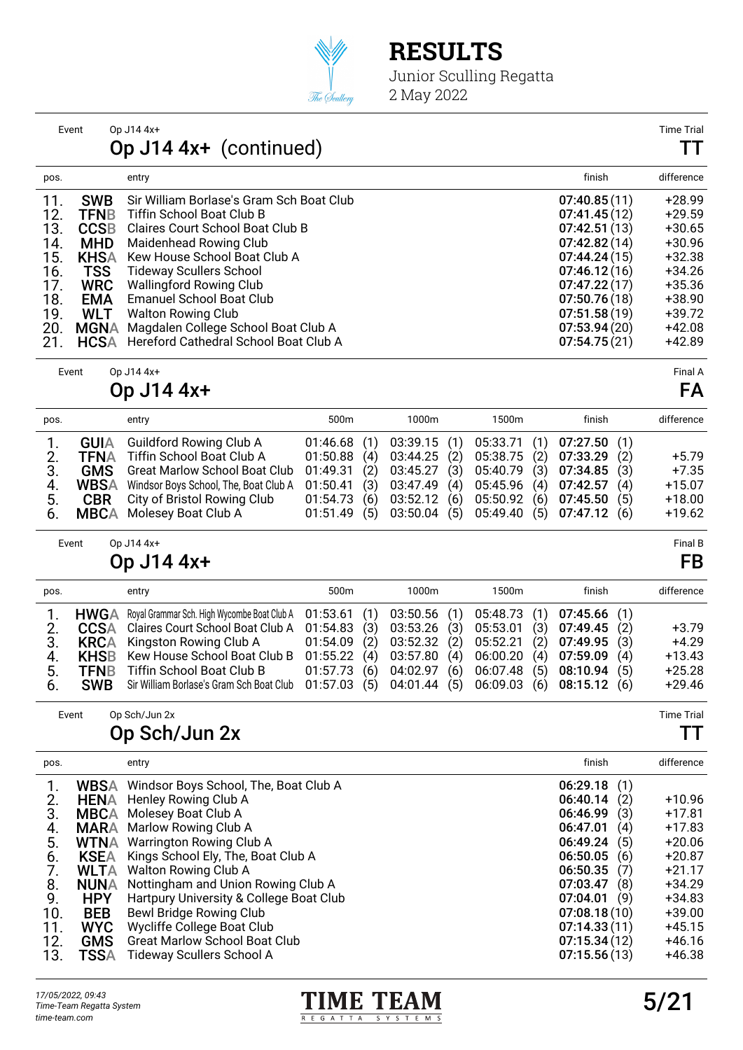# RESULTS

Junior Sculling Regatta
2 May 2022

Event: Op J14 4x+ — Time Trial

## Op J14 4x+ (continued) — TT

| pos. | | entry | finish | difference |
|---|---|---|---|---|
| 11. | SWB | Sir William Borlase's Gram Sch Boat Club | 07:40.85 (11) | +28.99 |
| 12. | TFNB | Tiffin School Boat Club B | 07:41.45 (12) | +29.59 |
| 13. | CCSB | Claires Court School Boat Club B | 07:42.51 (13) | +30.65 |
| 14. | MHD | Maidenhead Rowing Club | 07:42.82 (14) | +30.96 |
| 15. | KHSA | Kew House School Boat Club A | 07:44.24 (15) | +32.38 |
| 16. | TSS | Tideway Scullers School | 07:46.12 (16) | +34.26 |
| 17. | WRC | Wallingford Rowing Club | 07:47.22 (17) | +35.36 |
| 18. | EMA | Emanuel School Boat Club | 07:50.76 (18) | +38.90 |
| 19. | WLT | Walton Rowing Club | 07:51.58 (19) | +39.72 |
| 20. | MGNA | Magdalen College School Boat Club A | 07:53.94 (20) | +42.08 |
| 21. | HCSA | Hereford Cathedral School Boat Club A | 07:54.75 (21) | +42.89 |

Event: Op J14 4x+ — Final A

## Op J14 4x+ — FA

| pos. | | entry | 500m | 1000m | 1500m | finish | difference |
|---|---|---|---|---|---|---|---|
| 1. | GUIA | Guildford Rowing Club A | 01:46.68 (1) | 03:39.15 (1) | 05:33.71 (1) | 07:27.50 (1) | |
| 2. | TFNA | Tiffin School Boat Club A | 01:50.88 (4) | 03:44.25 (2) | 05:38.75 (2) | 07:33.29 (2) | +5.79 |
| 3. | GMS | Great Marlow School Boat Club | 01:49.31 (2) | 03:45.27 (3) | 05:40.79 (3) | 07:34.85 (3) | +7.35 |
| 4. | WBSA | Windsor Boys School, The, Boat Club A | 01:50.41 (3) | 03:47.49 (4) | 05:45.96 (4) | 07:42.57 (4) | +15.07 |
| 5. | CBR | City of Bristol Rowing Club | 01:54.73 (6) | 03:52.12 (6) | 05:50.92 (6) | 07:45.50 (5) | +18.00 |
| 6. | MBCA | Molesey Boat Club A | 01:51.49 (5) | 03:50.04 (5) | 05:49.40 (5) | 07:47.12 (6) | +19.62 |

Event: Op J14 4x+ — Final B

## Op J14 4x+ — FB

| pos. | | entry | 500m | 1000m | 1500m | finish | difference |
|---|---|---|---|---|---|---|---|
| 1. | HWGA | Royal Grammar Sch. High Wycombe Boat Club A | 01:53.61 (1) | 03:50.56 (1) | 05:48.73 (1) | 07:45.66 (1) | |
| 2. | CCSA | Claires Court School Boat Club A | 01:54.83 (3) | 03:53.26 (3) | 05:53.01 (3) | 07:49.45 (2) | +3.79 |
| 3. | KRCA | Kingston Rowing Club A | 01:54.09 (2) | 03:52.32 (2) | 05:52.21 (2) | 07:49.95 (3) | +4.29 |
| 4. | KHSB | Kew House School Boat Club B | 01:55.22 (4) | 03:57.80 (4) | 06:00.20 (4) | 07:59.09 (4) | +13.43 |
| 5. | TFNB | Tiffin School Boat Club B | 01:57.73 (6) | 04:02.97 (6) | 06:07.48 (5) | 08:10.94 (5) | +25.28 |
| 6. | SWB | Sir William Borlase's Gram Sch Boat Club | 01:57.03 (5) | 04:01.44 (5) | 06:09.03 (6) | 08:15.12 (6) | +29.46 |

Event: Op Sch/Jun 2x — Time Trial

## Op Sch/Jun 2x — TT

| pos. | | entry | finish | difference |
|---|---|---|---|---|
| 1. | WBSA | Windsor Boys School, The, Boat Club A | 06:29.18 (1) | |
| 2. | HENA | Henley Rowing Club A | 06:40.14 (2) | +10.96 |
| 3. | MBCA | Molesey Boat Club A | 06:46.99 (3) | +17.81 |
| 4. | MARA | Marlow Rowing Club A | 06:47.01 (4) | +17.83 |
| 5. | WTNA | Warrington Rowing Club A | 06:49.24 (5) | +20.06 |
| 6. | KSEA | Kings School Ely, The, Boat Club A | 06:50.05 (6) | +20.87 |
| 7. | WLTA | Walton Rowing Club A | 06:50.35 (7) | +21.17 |
| 8. | NUNA | Nottingham and Union Rowing Club A | 07:03.47 (8) | +34.29 |
| 9. | HPY | Hartpury University & College Boat Club | 07:04.01 (9) | +34.83 |
| 10. | BEB | Bewl Bridge Rowing Club | 07:08.18 (10) | +39.00 |
| 11. | WYC | Wycliffe College Boat Club | 07:14.33 (11) | +45.15 |
| 12. | GMS | Great Marlow School Boat Club | 07:15.34 (12) | +46.16 |
| 13. | TSSA | Tideway Scullers School A | 07:15.56 (13) | +46.38 |

*17/05/2022, 09:43*
*Time-Team Regatta System*
*time-team.com*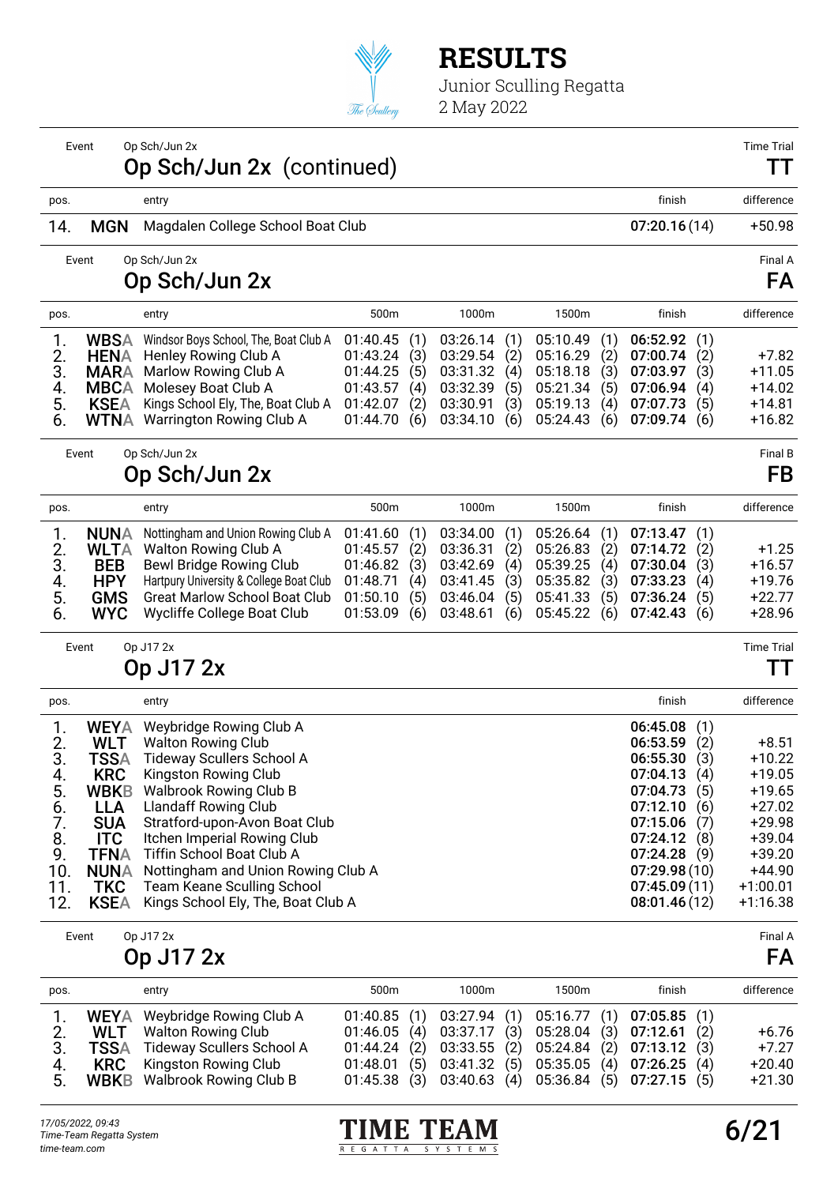# RESULTS

Junior Sculling Regatta
2 May 2022

Event: Op Sch/Jun 2x — Time Trial

## Op Sch/Jun 2x (continued) — TT

| pos. | | entry | finish | difference |
|---|---|---|---|---|
| 14. | MGN | Magdalen College School Boat Club | 07:20.16 (14) | +50.98 |

Event: Op Sch/Jun 2x — Final A

## Op Sch/Jun 2x — FA

| pos. | | entry | 500m | 1000m | 1500m | finish | difference |
|---|---|---|---|---|---|---|---|
| 1. | WBSA | Windsor Boys School, The, Boat Club A | 01:40.45 (1) | 03:26.14 (1) | 05:10.49 (1) | 06:52.92 (1) | |
| 2. | HENA | Henley Rowing Club A | 01:43.24 (3) | 03:29.54 (2) | 05:16.29 (2) | 07:00.74 (2) | +7.82 |
| 3. | MARA | Marlow Rowing Club A | 01:44.25 (5) | 03:31.32 (4) | 05:18.18 (3) | 07:03.97 (3) | +11.05 |
| 4. | MBCA | Molesey Boat Club A | 01:43.57 (4) | 03:32.39 (5) | 05:21.34 (5) | 07:06.94 (4) | +14.02 |
| 5. | KSEA | Kings School Ely, The, Boat Club A | 01:42.07 (2) | 03:30.91 (3) | 05:19.13 (4) | 07:07.73 (5) | +14.81 |
| 6. | WTNA | Warrington Rowing Club A | 01:44.70 (6) | 03:34.10 (6) | 05:24.43 (6) | 07:09.74 (6) | +16.82 |

Event: Op Sch/Jun 2x — Final B

## Op Sch/Jun 2x — FB

| pos. | | entry | 500m | 1000m | 1500m | finish | difference |
|---|---|---|---|---|---|---|---|
| 1. | NUNA | Nottingham and Union Rowing Club A | 01:41.60 (1) | 03:34.00 (1) | 05:26.64 (1) | 07:13.47 (1) | |
| 2. | WLTA | Walton Rowing Club A | 01:45.57 (2) | 03:36.31 (2) | 05:26.83 (2) | 07:14.72 (2) | +1.25 |
| 3. | BEB | Bewl Bridge Rowing Club | 01:46.82 (3) | 03:42.69 (4) | 05:39.25 (4) | 07:30.04 (3) | +16.57 |
| 4. | HPY | Hartpury University & College Boat Club | 01:48.71 (4) | 03:41.45 (3) | 05:35.82 (3) | 07:33.23 (4) | +19.76 |
| 5. | GMS | Great Marlow School Boat Club | 01:50.10 (5) | 03:46.04 (5) | 05:41.33 (5) | 07:36.24 (5) | +22.77 |
| 6. | WYC | Wycliffe College Boat Club | 01:53.09 (6) | 03:48.61 (6) | 05:45.22 (6) | 07:42.43 (6) | +28.96 |

Event: Op J17 2x — Time Trial

## Op J17 2x — TT

| pos. | | entry | finish | difference |
|---|---|---|---|---|
| 1. | WEYA | Weybridge Rowing Club A | 06:45.08 (1) | |
| 2. | WLT | Walton Rowing Club | 06:53.59 (2) | +8.51 |
| 3. | TSSA | Tideway Scullers School A | 06:55.30 (3) | +10.22 |
| 4. | KRC | Kingston Rowing Club | 07:04.13 (4) | +19.05 |
| 5. | WBKB | Walbrook Rowing Club B | 07:04.73 (5) | +19.65 |
| 6. | LLA | Llandaff Rowing Club | 07:12.10 (6) | +27.02 |
| 7. | SUA | Stratford-upon-Avon Boat Club | 07:15.06 (7) | +29.98 |
| 8. | ITC | Itchen Imperial Rowing Club | 07:24.12 (8) | +39.04 |
| 9. | TFNA | Tiffin School Boat Club A | 07:24.28 (9) | +39.20 |
| 10. | NUNA | Nottingham and Union Rowing Club A | 07:29.98 (10) | +44.90 |
| 11. | TKC | Team Keane Sculling School | 07:45.09 (11) | +1:00.01 |
| 12. | KSEA | Kings School Ely, The, Boat Club A | 08:01.46 (12) | +1:16.38 |

Event: Op J17 2x — Final A

## Op J17 2x — FA

| pos. | | entry | 500m | 1000m | 1500m | finish | difference |
|---|---|---|---|---|---|---|---|
| 1. | WEYA | Weybridge Rowing Club A | 01:40.85 (1) | 03:27.94 (1) | 05:16.77 (1) | 07:05.85 (1) | |
| 2. | WLT | Walton Rowing Club | 01:46.05 (4) | 03:37.17 (3) | 05:28.04 (3) | 07:12.61 (2) | +6.76 |
| 3. | TSSA | Tideway Scullers School A | 01:44.24 (2) | 03:33.55 (2) | 05:24.84 (2) | 07:13.12 (3) | +7.27 |
| 4. | KRC | Kingston Rowing Club | 01:48.01 (5) | 03:41.32 (5) | 05:35.05 (4) | 07:26.25 (4) | +20.40 |
| 5. | WBKB | Walbrook Rowing Club B | 01:45.38 (3) | 03:40.63 (4) | 05:36.84 (5) | 07:27.15 (5) | +21.30 |

*17/05/2022, 09:43*
*Time-Team Regatta System*
*time-team.com*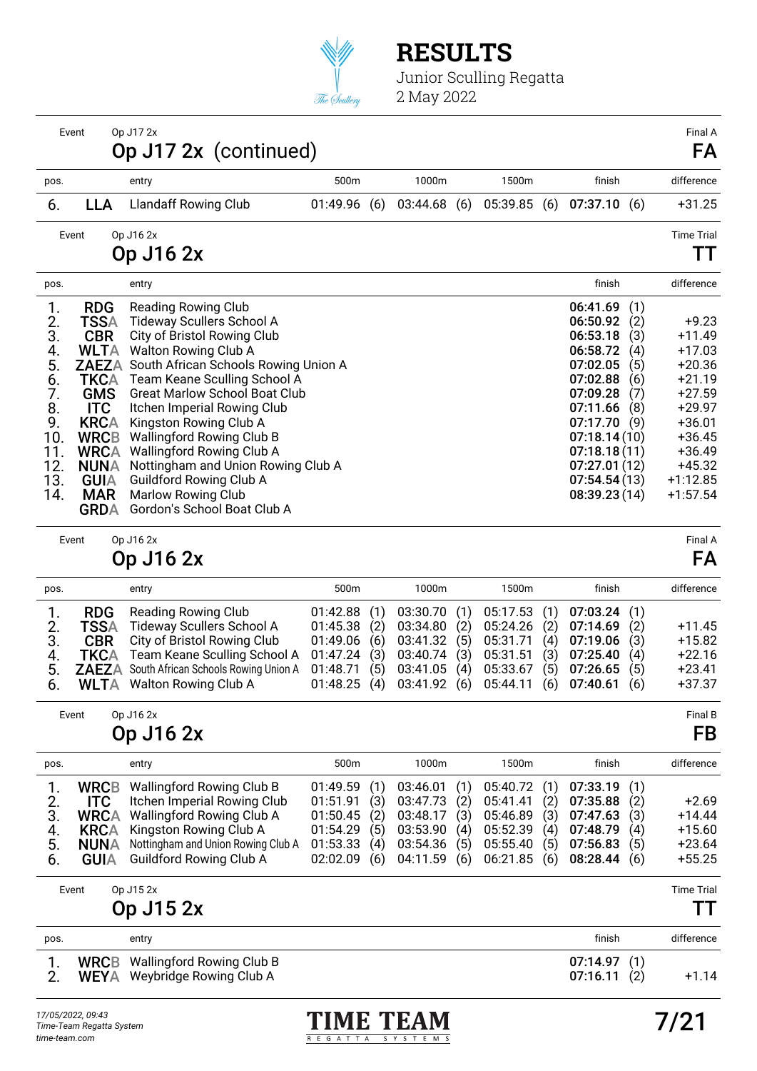# RESULTS

Junior Sculling Regatta
2 May 2022

Event Op J17 2x — Final A

## Op J17 2x (continued) — FA

| pos. | | entry | 500m | 1000m | 1500m | finish | difference |
|---|---|---|---|---|---|---|---|
| 6. | LLA | Llandaff Rowing Club | 01:49.96 (6) | 03:44.68 (6) | 05:39.85 (6) | **07:37.10** (6) | +31.25 |

Event Op J16 2x — Time Trial

## Op J16 2x — TT

| pos. | | entry | finish | difference |
|---|---|---|---|---|
| 1. | RDG | Reading Rowing Club | **06:41.69** (1) | |
| 2. | TSSA | Tideway Scullers School A | **06:50.92** (2) | +9.23 |
| 3. | CBR | City of Bristol Rowing Club | **06:53.18** (3) | +11.49 |
| 4. | WLTA | Walton Rowing Club A | **06:58.72** (4) | +17.03 |
| 5. | ZAEZA | South African Schools Rowing Union A | **07:02.05** (5) | +20.36 |
| 6. | TKCA | Team Keane Sculling School A | **07:02.88** (6) | +21.19 |
| 7. | GMS | Great Marlow School Boat Club | **07:09.28** (7) | +27.59 |
| 8. | ITC | Itchen Imperial Rowing Club | **07:11.66** (8) | +29.97 |
| 9. | KRCA | Kingston Rowing Club A | **07:17.70** (9) | +36.01 |
| 10. | WRCB | Wallingford Rowing Club B | **07:18.14** (10) | +36.45 |
| 11. | WRCA | Wallingford Rowing Club A | **07:18.18** (11) | +36.49 |
| 12. | NUNA | Nottingham and Union Rowing Club A | **07:27.01** (12) | +45.32 |
| 13. | GUIA | Guildford Rowing Club A | **07:54.54** (13) | +1:12.85 |
| 14. | MAR | Marlow Rowing Club | **08:39.23** (14) | +1:57.54 |
| | GRDA | Gordon's School Boat Club A | | |

Event Op J16 2x — Final A

## Op J16 2x — FA

| pos. | | entry | 500m | 1000m | 1500m | finish | difference |
|---|---|---|---|---|---|---|---|
| 1. | RDG | Reading Rowing Club | 01:42.88 (1) | 03:30.70 (1) | 05:17.53 (1) | **07:03.24** (1) | |
| 2. | TSSA | Tideway Scullers School A | 01:45.38 (2) | 03:34.80 (2) | 05:24.26 (2) | **07:14.69** (2) | +11.45 |
| 3. | CBR | City of Bristol Rowing Club | 01:49.06 (6) | 03:41.32 (5) | 05:31.71 (4) | **07:19.06** (3) | +15.82 |
| 4. | TKCA | Team Keane Sculling School A | 01:47.24 (3) | 03:40.74 (3) | 05:31.51 (3) | **07:25.40** (4) | +22.16 |
| 5. | ZAEZA | South African Schools Rowing Union A | 01:48.71 (5) | 03:41.05 (4) | 05:33.67 (5) | **07:26.65** (5) | +23.41 |
| 6. | WLTA | Walton Rowing Club A | 01:48.25 (4) | 03:41.92 (6) | 05:44.11 (6) | **07:40.61** (6) | +37.37 |

Event Op J16 2x — Final B

## Op J16 2x — FB

| pos. | | entry | 500m | 1000m | 1500m | finish | difference |
|---|---|---|---|---|---|---|---|
| 1. | WRCB | Wallingford Rowing Club B | 01:49.59 (1) | 03:46.01 (1) | 05:40.72 (1) | **07:33.19** (1) | |
| 2. | ITC | Itchen Imperial Rowing Club | 01:51.91 (3) | 03:47.73 (2) | 05:41.41 (2) | **07:35.88** (2) | +2.69 |
| 3. | WRCA | Wallingford Rowing Club A | 01:50.45 (2) | 03:48.17 (3) | 05:46.89 (3) | **07:47.63** (3) | +14.44 |
| 4. | KRCA | Kingston Rowing Club A | 01:54.29 (5) | 03:53.90 (4) | 05:52.39 (4) | **07:48.79** (4) | +15.60 |
| 5. | NUNA | Nottingham and Union Rowing Club A | 01:53.33 (4) | 03:54.36 (5) | 05:55.40 (5) | **07:56.83** (5) | +23.64 |
| 6. | GUIA | Guildford Rowing Club A | 02:02.09 (6) | 04:11.59 (6) | 06:21.85 (6) | **08:28.44** (6) | +55.25 |

Event Op J15 2x — Time Trial

## Op J15 2x — TT

| pos. | | entry | finish | difference |
|---|---|---|---|---|
| 1. | WRCB | Wallingford Rowing Club B | **07:14.97** (1) | |
| 2. | WEYA | Weybridge Rowing Club A | **07:16.11** (2) | +1.14 |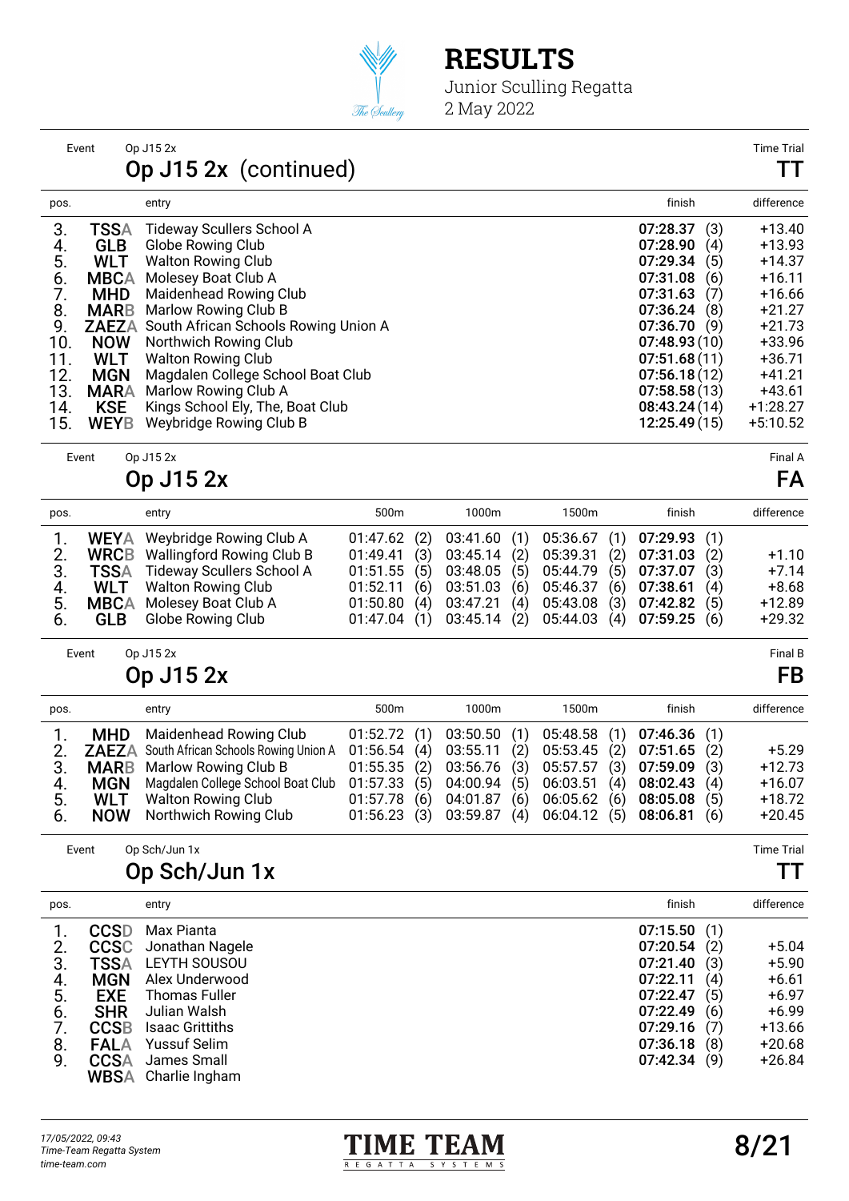# RESULTS

Junior Sculling Regatta
2 May 2022

Event Op J15 2x — Time Trial

## Op J15 2x (continued) — TT

| pos. | | entry | finish | difference |
|---|---|---|---|---|
| 3. | TSSA | Tideway Scullers School A | 07:28.37 (3) | +13.40 |
| 4. | GLB | Globe Rowing Club | 07:28.90 (4) | +13.93 |
| 5. | WLT | Walton Rowing Club | 07:29.34 (5) | +14.37 |
| 6. | MBCA | Molesey Boat Club A | 07:31.08 (6) | +16.11 |
| 7. | MHD | Maidenhead Rowing Club | 07:31.63 (7) | +16.66 |
| 8. | MARB | Marlow Rowing Club B | 07:36.24 (8) | +21.27 |
| 9. | ZAEZA | South African Schools Rowing Union A | 07:36.70 (9) | +21.73 |
| 10. | NOW | Northwich Rowing Club | 07:48.93 (10) | +33.96 |
| 11. | WLT | Walton Rowing Club | 07:51.68 (11) | +36.71 |
| 12. | MGN | Magdalen College School Boat Club | 07:56.18 (12) | +41.21 |
| 13. | MARA | Marlow Rowing Club A | 07:58.58 (13) | +43.61 |
| 14. | KSE | Kings School Ely, The, Boat Club | 08:43.24 (14) | +1:28.27 |
| 15. | WEYB | Weybridge Rowing Club B | 12:25.49 (15) | +5:10.52 |

Event Op J15 2x — Final A

## Op J15 2x — FA

| pos. | | entry | 500m | 1000m | 1500m | finish | difference |
|---|---|---|---|---|---|---|---|
| 1. | WEYA | Weybridge Rowing Club A | 01:47.62 (2) | 03:41.60 (1) | 05:36.67 (1) | 07:29.93 (1) | |
| 2. | WRCB | Wallingford Rowing Club B | 01:49.41 (3) | 03:45.14 (2) | 05:39.31 (2) | 07:31.03 (2) | +1.10 |
| 3. | TSSA | Tideway Scullers School A | 01:51.55 (5) | 03:48.05 (5) | 05:44.79 (5) | 07:37.07 (3) | +7.14 |
| 4. | WLT | Walton Rowing Club | 01:52.11 (6) | 03:51.03 (6) | 05:46.37 (6) | 07:38.61 (4) | +8.68 |
| 5. | MBCA | Molesey Boat Club A | 01:50.80 (4) | 03:47.21 (4) | 05:43.08 (3) | 07:42.82 (5) | +12.89 |
| 6. | GLB | Globe Rowing Club | 01:47.04 (1) | 03:45.14 (2) | 05:44.03 (4) | 07:59.25 (6) | +29.32 |

Event Op J15 2x — Final B

## Op J15 2x — FB

| pos. | | entry | 500m | 1000m | 1500m | finish | difference |
|---|---|---|---|---|---|---|---|
| 1. | MHD | Maidenhead Rowing Club | 01:52.72 (1) | 03:50.50 (1) | 05:48.58 (1) | 07:46.36 (1) | |
| 2. | ZAEZA | South African Schools Rowing Union A | 01:56.54 (4) | 03:55.11 (2) | 05:53.45 (2) | 07:51.65 (2) | +5.29 |
| 3. | MARB | Marlow Rowing Club B | 01:55.35 (2) | 03:56.76 (3) | 05:57.57 (3) | 07:59.09 (3) | +12.73 |
| 4. | MGN | Magdalen College School Boat Club | 01:57.33 (5) | 04:00.94 (5) | 06:03.51 (4) | 08:02.43 (4) | +16.07 |
| 5. | WLT | Walton Rowing Club | 01:57.78 (6) | 04:01.87 (6) | 06:05.62 (6) | 08:05.08 (5) | +18.72 |
| 6. | NOW | Northwich Rowing Club | 01:56.23 (3) | 03:59.87 (4) | 06:04.12 (5) | 08:06.81 (6) | +20.45 |

Event Op Sch/Jun 1x — Time Trial

## Op Sch/Jun 1x — TT

| pos. | | entry | finish | difference |
|---|---|---|---|---|
| 1. | CCSD | Max Pianta | 07:15.50 (1) | |
| 2. | CCSC | Jonathan Nagele | 07:20.54 (2) | +5.04 |
| 3. | TSSA | LEYTH SOUSOU | 07:21.40 (3) | +5.90 |
| 4. | MGN | Alex Underwood | 07:22.11 (4) | +6.61 |
| 5. | EXE | Thomas Fuller | 07:22.47 (5) | +6.97 |
| 6. | SHR | Julian Walsh | 07:22.49 (6) | +6.99 |
| 7. | CCSB | Isaac Grittiths | 07:29.16 (7) | +13.66 |
| 8. | FALA | Yussuf Selim | 07:36.18 (8) | +20.68 |
| 9. | CCSA | James Small | 07:42.34 (9) | +26.84 |
| | WBSA | Charlie Ingham | | |

17/05/2022, 09:43
Time-Team Regatta System
time-team.com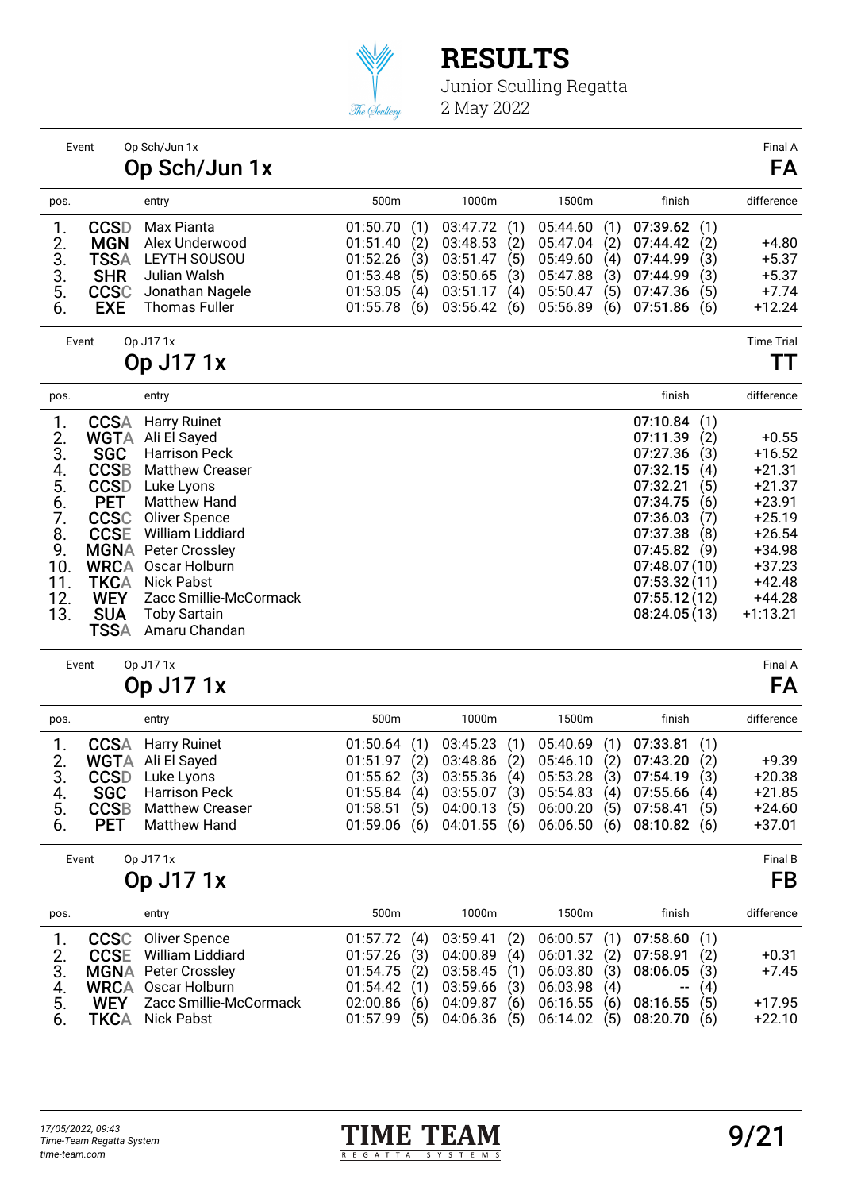# RESULTS

Junior Sculling Regatta
2 May 2022

## Event: Op Sch/Jun 1x — Op Sch/Jun 1x — Final A (FA)

| pos. | | entry | 500m | 1000m | 1500m | finish | difference |
|---|---|---|---|---|---|---|---|
| 1. | CCSD | Max Pianta | 01:50.70 (1) | 03:47.72 (1) | 05:44.60 (1) | **07:39.62** (1) | |
| 2. | MGN | Alex Underwood | 01:51.40 (2) | 03:48.53 (2) | 05:47.04 (2) | **07:44.42** (2) | +4.80 |
| 3. | TSSA | LEYTH SOUSOU | 01:52.26 (3) | 03:51.47 (5) | 05:49.60 (4) | **07:44.99** (3) | +5.37 |
| 3. | SHR | Julian Walsh | 01:53.48 (5) | 03:50.65 (3) | 05:47.88 (3) | **07:44.99** (3) | +5.37 |
| 5. | CCSC | Jonathan Nagele | 01:53.05 (4) | 03:51.17 (4) | 05:50.47 (5) | **07:47.36** (5) | +7.74 |
| 6. | EXE | Thomas Fuller | 01:55.78 (6) | 03:56.42 (6) | 05:56.89 (6) | **07:51.86** (6) | +12.24 |

## Event: Op J17 1x — Op J17 1x — Time Trial (TT)

| pos. | | entry | finish | difference |
|---|---|---|---|---|
| 1. | CCSA | Harry Ruinet | **07:10.84** (1) | |
| 2. | WGTA | Ali El Sayed | **07:11.39** (2) | +0.55 |
| 3. | SGC | Harrison Peck | **07:27.36** (3) | +16.52 |
| 4. | CCSB | Matthew Creaser | **07:32.15** (4) | +21.31 |
| 5. | CCSD | Luke Lyons | **07:32.21** (5) | +21.37 |
| 6. | PET | Matthew Hand | **07:34.75** (6) | +23.91 |
| 7. | CCSC | Oliver Spence | **07:36.03** (7) | +25.19 |
| 8. | CCSE | William Liddiard | **07:37.38** (8) | +26.54 |
| 9. | MGNA | Peter Crossley | **07:45.82** (9) | +34.98 |
| 10. | WRCA | Oscar Holburn | **07:48.07** (10) | +37.23 |
| 11. | TKCA | Nick Pabst | **07:53.32** (11) | +42.48 |
| 12. | WEY | Zacc Smillie-McCormack | **07:55.12** (12) | +44.28 |
| 13. | SUA | Toby Sartain | **08:24.05** (13) | +1:13.21 |
| | TSSA | Amaru Chandan | | |

## Event: Op J17 1x — Op J17 1x — Final A (FA)

| pos. | | entry | 500m | 1000m | 1500m | finish | difference |
|---|---|---|---|---|---|---|---|
| 1. | CCSA | Harry Ruinet | 01:50.64 (1) | 03:45.23 (1) | 05:40.69 (1) | **07:33.81** (1) | |
| 2. | WGTA | Ali El Sayed | 01:51.97 (2) | 03:48.86 (2) | 05:46.10 (2) | **07:43.20** (2) | +9.39 |
| 3. | CCSD | Luke Lyons | 01:55.62 (3) | 03:55.36 (4) | 05:53.28 (3) | **07:54.19** (3) | +20.38 |
| 4. | SGC | Harrison Peck | 01:55.84 (4) | 03:55.07 (3) | 05:54.83 (4) | **07:55.66** (4) | +21.85 |
| 5. | CCSB | Matthew Creaser | 01:58.51 (5) | 04:00.13 (5) | 06:00.20 (5) | **07:58.41** (5) | +24.60 |
| 6. | PET | Matthew Hand | 01:59.06 (6) | 04:01.55 (6) | 06:06.50 (6) | **08:10.82** (6) | +37.01 |

## Event: Op J17 1x — Op J17 1x — Final B (FB)

| pos. | | entry | 500m | 1000m | 1500m | finish | difference |
|---|---|---|---|---|---|---|---|
| 1. | CCSC | Oliver Spence | 01:57.72 (4) | 03:59.41 (2) | 06:00.57 (1) | **07:58.60** (1) | |
| 2. | CCSE | William Liddiard | 01:57.26 (3) | 04:00.89 (4) | 06:01.32 (2) | **07:58.91** (2) | +0.31 |
| 3. | MGNA | Peter Crossley | 01:54.75 (2) | 03:58.45 (1) | 06:03.80 (3) | **08:06.05** (3) | +7.45 |
| 4. | WRCA | Oscar Holburn | 01:54.42 (1) | 03:59.66 (3) | 06:03.98 (4) | -- (4) | |
| 5. | WEY | Zacc Smillie-McCormack | 02:00.86 (6) | 04:09.87 (6) | 06:16.55 (6) | **08:16.55** (5) | +17.95 |
| 6. | TKCA | Nick Pabst | 01:57.99 (5) | 04:06.36 (5) | 06:14.02 (5) | **08:20.70** (6) | +22.10 |

*17/05/2022, 09:43*
*Time-Team Regatta System*
*time-team.com*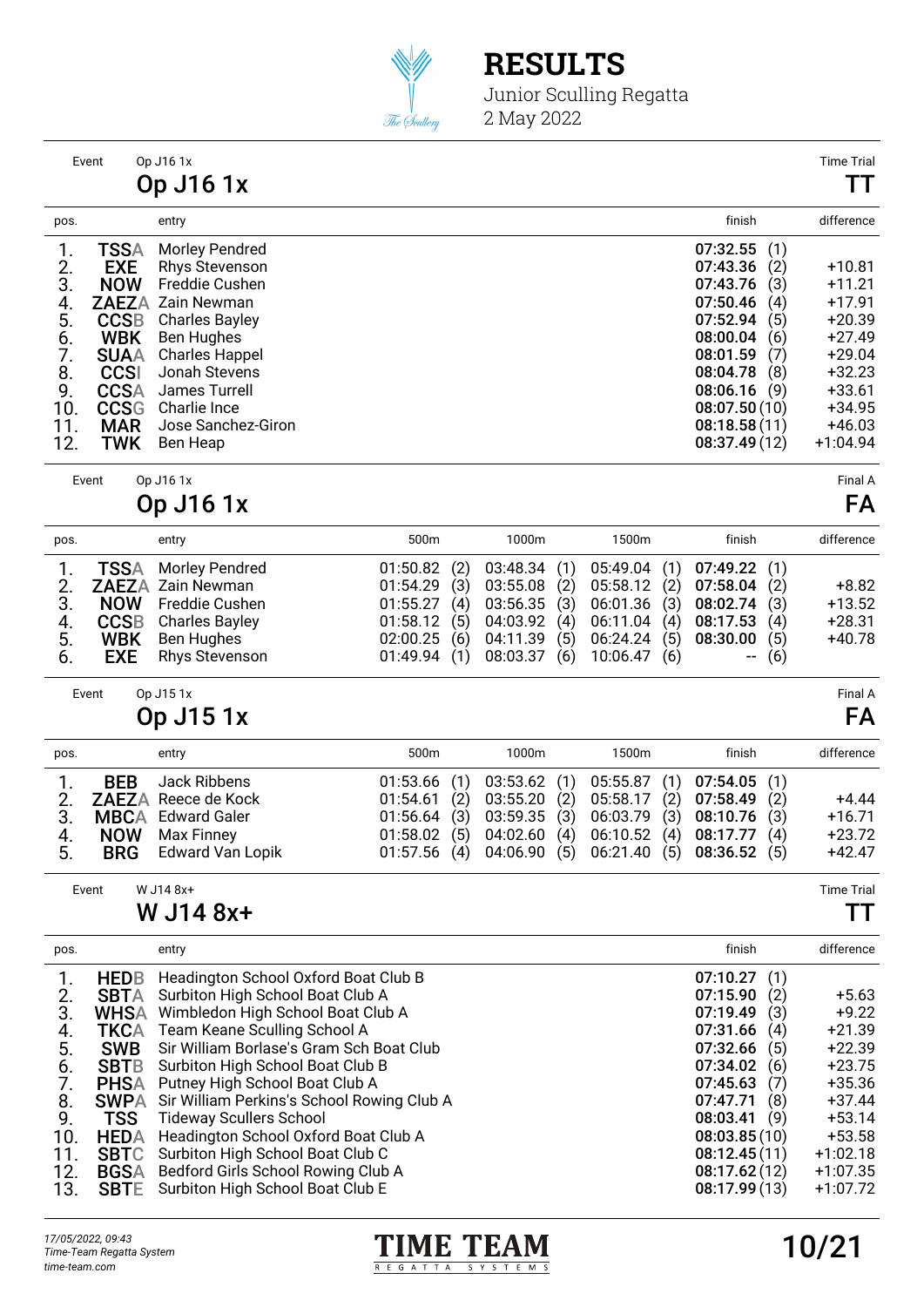# RESULTS

Junior Sculling Regatta
2 May 2022

Event: Op J16 1x — Time Trial

## Op J16 1x — TT

| pos. | | entry | finish | | difference |
|---|---|---|---|---|---|
| 1. | TSSA | Morley Pendred | 07:32.55 | (1) | |
| 2. | EXE | Rhys Stevenson | 07:43.36 | (2) | +10.81 |
| 3. | NOW | Freddie Cushen | 07:43.76 | (3) | +11.21 |
| 4. | ZAEZA | Zain Newman | 07:50.46 | (4) | +17.91 |
| 5. | CCSB | Charles Bayley | 07:52.94 | (5) | +20.39 |
| 6. | WBK | Ben Hughes | 08:00.04 | (6) | +27.49 |
| 7. | SUAA | Charles Happel | 08:01.59 | (7) | +29.04 |
| 8. | CCSI | Jonah Stevens | 08:04.78 | (8) | +32.23 |
| 9. | CCSA | James Turrell | 08:06.16 | (9) | +33.61 |
| 10. | CCSG | Charlie Ince | 08:07.50 | (10) | +34.95 |
| 11. | MAR | Jose Sanchez-Giron | 08:18.58 | (11) | +46.03 |
| 12. | TWK | Ben Heap | 08:37.49 | (12) | +1:04.94 |

Event: Op J16 1x — Final A

## Op J16 1x — FA

| pos. | | entry | 500m | | 1000m | | 1500m | | finish | | difference |
|---|---|---|---|---|---|---|---|---|---|---|---|
| 1. | TSSA | Morley Pendred | 01:50.82 | (2) | 03:48.34 | (1) | 05:49.04 | (1) | 07:49.22 | (1) | |
| 2. | ZAEZA | Zain Newman | 01:54.29 | (3) | 03:55.08 | (2) | 05:58.12 | (2) | 07:58.04 | (2) | +8.82 |
| 3. | NOW | Freddie Cushen | 01:55.27 | (4) | 03:56.35 | (3) | 06:01.36 | (3) | 08:02.74 | (3) | +13.52 |
| 4. | CCSB | Charles Bayley | 01:58.12 | (5) | 04:03.92 | (4) | 06:11.04 | (4) | 08:17.53 | (4) | +28.31 |
| 5. | WBK | Ben Hughes | 02:00.25 | (6) | 04:11.39 | (5) | 06:24.24 | (5) | 08:30.00 | (5) | +40.78 |
| 6. | EXE | Rhys Stevenson | 01:49.94 | (1) | 08:03.37 | (6) | 10:06.47 | (6) | -- | (6) | |

Event: Op J15 1x — Final A

## Op J15 1x — FA

| pos. | | entry | 500m | | 1000m | | 1500m | | finish | | difference |
|---|---|---|---|---|---|---|---|---|---|---|---|
| 1. | BEB | Jack Ribbens | 01:53.66 | (1) | 03:53.62 | (1) | 05:55.87 | (1) | 07:54.05 | (1) | |
| 2. | ZAEZA | Reece de Kock | 01:54.61 | (2) | 03:55.20 | (2) | 05:58.17 | (2) | 07:58.49 | (2) | +4.44 |
| 3. | MBCA | Edward Galer | 01:56.64 | (3) | 03:59.35 | (3) | 06:03.79 | (3) | 08:10.76 | (3) | +16.71 |
| 4. | NOW | Max Finney | 01:58.02 | (5) | 04:02.60 | (4) | 06:10.52 | (4) | 08:17.77 | (4) | +23.72 |
| 5. | BRG | Edward Van Lopik | 01:57.56 | (4) | 04:06.90 | (5) | 06:21.40 | (5) | 08:36.52 | (5) | +42.47 |

Event: W J14 8x+ — Time Trial

## W J14 8x+ — TT

| pos. | | entry | finish | | difference |
|---|---|---|---|---|---|
| 1. | HEDB | Headington School Oxford Boat Club B | 07:10.27 | (1) | |
| 2. | SBTA | Surbiton High School Boat Club A | 07:15.90 | (2) | +5.63 |
| 3. | WHSA | Wimbledon High School Boat Club A | 07:19.49 | (3) | +9.22 |
| 4. | TKCA | Team Keane Sculling School A | 07:31.66 | (4) | +21.39 |
| 5. | SWB | Sir William Borlase's Gram Sch Boat Club | 07:32.66 | (5) | +22.39 |
| 6. | SBTB | Surbiton High School Boat Club B | 07:34.02 | (6) | +23.75 |
| 7. | PHSA | Putney High School Boat Club A | 07:45.63 | (7) | +35.36 |
| 8. | SWPA | Sir William Perkins's School Rowing Club A | 07:47.71 | (8) | +37.44 |
| 9. | TSS | Tideway Scullers School | 08:03.41 | (9) | +53.14 |
| 10. | HEDA | Headington School Oxford Boat Club A | 08:03.85 | (10) | +53.58 |
| 11. | SBTC | Surbiton High School Boat Club C | 08:12.45 | (11) | +1:02.18 |
| 12. | BGSA | Bedford Girls School Rowing Club A | 08:17.62 | (12) | +1:07.35 |
| 13. | SBTE | Surbiton High School Boat Club E | 08:17.99 | (13) | +1:07.72 |

*17/05/2022, 09:43*
*Time-Team Regatta System*
*time-team.com*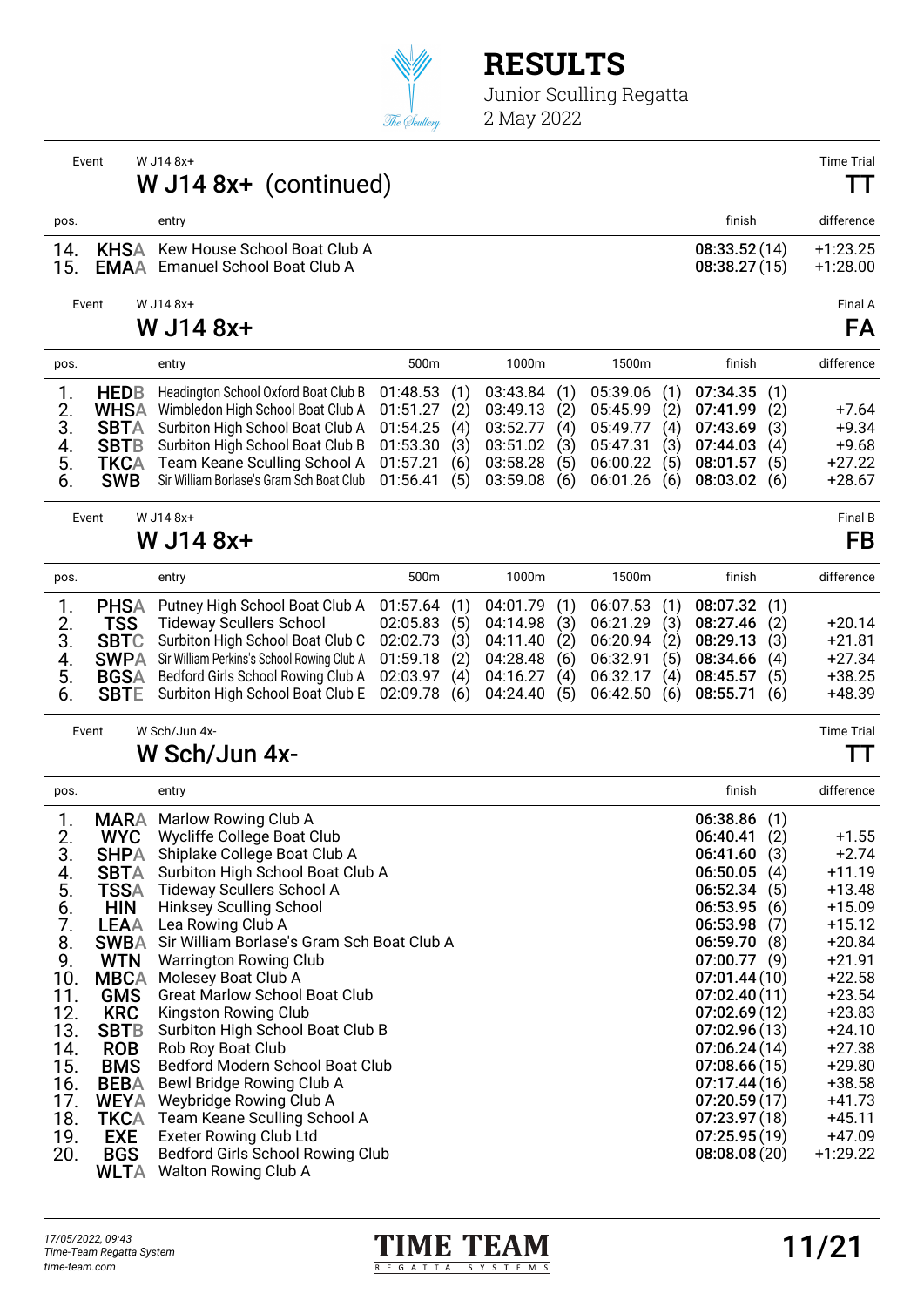# RESULTS

Junior Sculling Regatta
2 May 2022

Event: W J14 8x+ — Time Trial (TT)

## W J14 8x+ (continued)

| pos. | | entry | finish | difference |
|---|---|---|---|---|
| 14. | KHSA | Kew House School Boat Club A | **08:33.52** (14) | +1:23.25 |
| 15. | EMAA | Emanuel School Boat Club A | **08:38.27** (15) | +1:28.00 |

Event: W J14 8x+ — Final A (FA)

## W J14 8x+

| pos. | | entry | 500m | | 1000m | | 1500m | | finish | | difference |
|---|---|---|---|---|---|---|---|---|---|---|---|
| 1. | HEDB | Headington School Oxford Boat Club B | 01:48.53 | (1) | 03:43.84 | (1) | 05:39.06 | (1) | **07:34.35** | (1) | |
| 2. | WHSA | Wimbledon High School Boat Club A | 01:51.27 | (2) | 03:49.13 | (2) | 05:45.99 | (2) | **07:41.99** | (2) | +7.64 |
| 3. | SBTA | Surbiton High School Boat Club A | 01:54.25 | (4) | 03:52.77 | (4) | 05:49.77 | (4) | **07:43.69** | (3) | +9.34 |
| 4. | SBTB | Surbiton High School Boat Club B | 01:53.30 | (3) | 03:51.02 | (3) | 05:47.31 | (3) | **07:44.03** | (4) | +9.68 |
| 5. | TKCA | Team Keane Sculling School A | 01:57.21 | (6) | 03:58.28 | (5) | 06:00.22 | (5) | **08:01.57** | (5) | +27.22 |
| 6. | SWB | Sir William Borlase's Gram Sch Boat Club | 01:56.41 | (5) | 03:59.08 | (6) | 06:01.26 | (6) | **08:03.02** | (6) | +28.67 |

Event: W J14 8x+ — Final B (FB)

## W J14 8x+

| pos. | | entry | 500m | | 1000m | | 1500m | | finish | | difference |
|---|---|---|---|---|---|---|---|---|---|---|---|
| 1. | PHSA | Putney High School Boat Club A | 01:57.64 | (1) | 04:01.79 | (1) | 06:07.53 | (1) | **08:07.32** | (1) | |
| 2. | TSS | Tideway Scullers School | 02:05.83 | (5) | 04:14.98 | (3) | 06:21.29 | (3) | **08:27.46** | (2) | +20.14 |
| 3. | SBTC | Surbiton High School Boat Club C | 02:02.73 | (3) | 04:11.40 | (2) | 06:20.94 | (2) | **08:29.13** | (3) | +21.81 |
| 4. | SWPA | Sir William Perkins's School Rowing Club A | 01:59.18 | (2) | 04:28.48 | (6) | 06:32.91 | (5) | **08:34.66** | (4) | +27.34 |
| 5. | BGSA | Bedford Girls School Rowing Club A | 02:03.97 | (4) | 04:16.27 | (4) | 06:32.17 | (4) | **08:45.57** | (5) | +38.25 |
| 6. | SBTE | Surbiton High School Boat Club E | 02:09.78 | (6) | 04:24.40 | (5) | 06:42.50 | (6) | **08:55.71** | (6) | +48.39 |

Event: W Sch/Jun 4x- — Time Trial (TT)

## W Sch/Jun 4x-

| pos. | | entry | finish | difference |
|---|---|---|---|---|
| 1. | MARA | Marlow Rowing Club A | **06:38.86** (1) | |
| 2. | WYC | Wycliffe College Boat Club | **06:40.41** (2) | +1.55 |
| 3. | SHPA | Shiplake College Boat Club A | **06:41.60** (3) | +2.74 |
| 4. | SBTA | Surbiton High School Boat Club A | **06:50.05** (4) | +11.19 |
| 5. | TSSA | Tideway Scullers School A | **06:52.34** (5) | +13.48 |
| 6. | HIN | Hinksey Sculling School | **06:53.95** (6) | +15.09 |
| 7. | LEAA | Lea Rowing Club A | **06:53.98** (7) | +15.12 |
| 8. | SWBA | Sir William Borlase's Gram Sch Boat Club A | **06:59.70** (8) | +20.84 |
| 9. | WTN | Warrington Rowing Club | **07:00.77** (9) | +21.91 |
| 10. | MBCA | Molesey Boat Club A | **07:01.44** (10) | +22.58 |
| 11. | GMS | Great Marlow School Boat Club | **07:02.40** (11) | +23.54 |
| 12. | KRC | Kingston Rowing Club | **07:02.69** (12) | +23.83 |
| 13. | SBTB | Surbiton High School Boat Club B | **07:02.96** (13) | +24.10 |
| 14. | ROB | Rob Roy Boat Club | **07:06.24** (14) | +27.38 |
| 15. | BMS | Bedford Modern School Boat Club | **07:08.66** (15) | +29.80 |
| 16. | BEBA | Bewl Bridge Rowing Club A | **07:17.44** (16) | +38.58 |
| 17. | WEYA | Weybridge Rowing Club A | **07:20.59** (17) | +41.73 |
| 18. | TKCA | Team Keane Sculling School A | **07:23.97** (18) | +45.11 |
| 19. | EXE | Exeter Rowing Club Ltd | **07:25.95** (19) | +47.09 |
| 20. | BGS | Bedford Girls School Rowing Club | **08:08.08** (20) | +1:29.22 |
| | WLTA | Walton Rowing Club A | | |

17/05/2022, 09:43
Time-Team Regatta System
time-team.com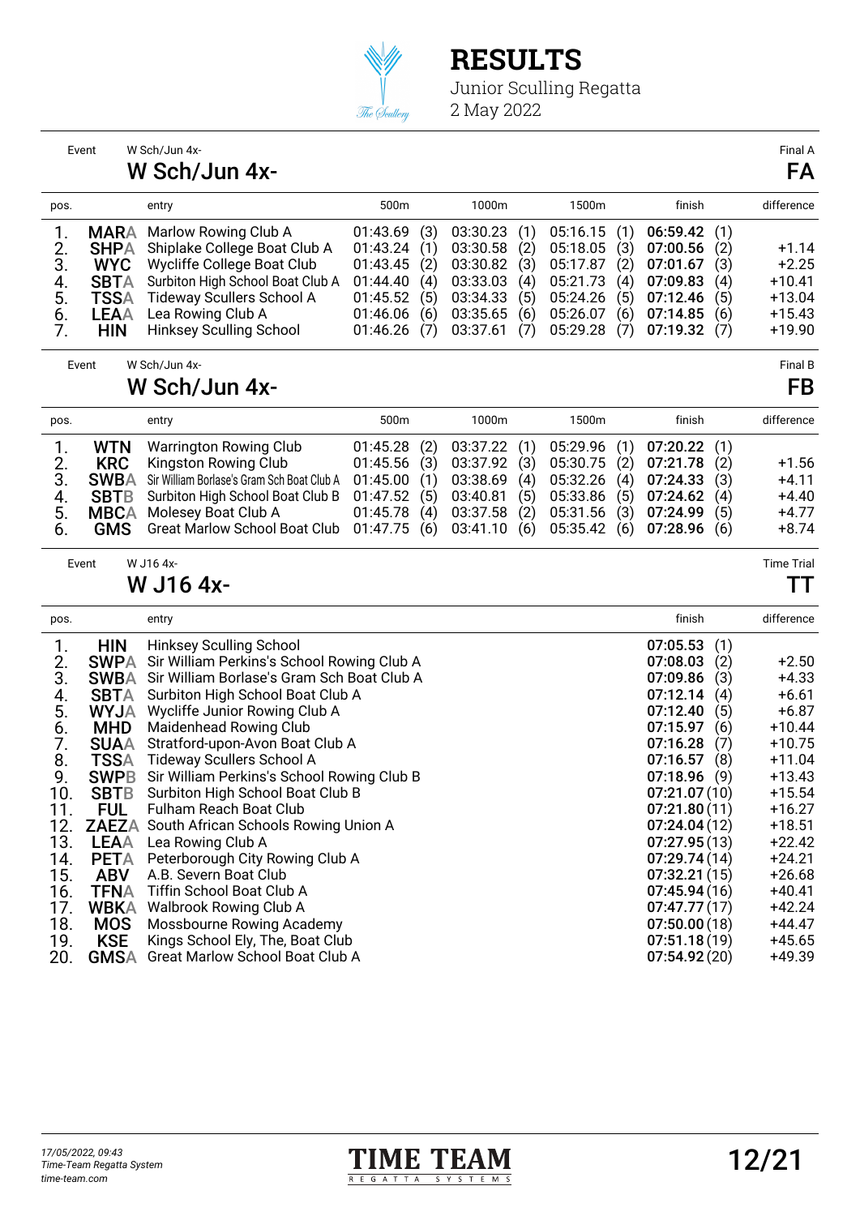# RESULTS

Junior Sculling Regatta
2 May 2022

Event: W Sch/Jun 4x- — Final A

## W Sch/Jun 4x- — FA

| pos. | | entry | 500m | 1000m | 1500m | finish | difference |
|---|---|---|---|---|---|---|---|
| 1. | MARA | Marlow Rowing Club A | 01:43.69 (3) | 03:30.23 (1) | 05:16.15 (1) | **06:59.42** (1) | |
| 2. | SHPA | Shiplake College Boat Club A | 01:43.24 (1) | 03:30.58 (2) | 05:18.05 (3) | **07:00.56** (2) | +1.14 |
| 3. | WYC | Wycliffe College Boat Club | 01:43.45 (2) | 03:30.82 (3) | 05:17.87 (2) | **07:01.67** (3) | +2.25 |
| 4. | SBTA | Surbiton High School Boat Club A | 01:44.40 (4) | 03:33.03 (4) | 05:21.73 (4) | **07:09.83** (4) | +10.41 |
| 5. | TSSA | Tideway Scullers School A | 01:45.52 (5) | 03:34.33 (5) | 05:24.26 (5) | **07:12.46** (5) | +13.04 |
| 6. | LEAA | Lea Rowing Club A | 01:46.06 (6) | 03:35.65 (6) | 05:26.07 (6) | **07:14.85** (6) | +15.43 |
| 7. | HIN | Hinksey Sculling School | 01:46.26 (7) | 03:37.61 (7) | 05:29.28 (7) | **07:19.32** (7) | +19.90 |

Event: W Sch/Jun 4x- — Final B

## W Sch/Jun 4x- — FB

| pos. | | entry | 500m | 1000m | 1500m | finish | difference |
|---|---|---|---|---|---|---|---|
| 1. | WTN | Warrington Rowing Club | 01:45.28 (2) | 03:37.22 (1) | 05:29.96 (1) | **07:20.22** (1) | |
| 2. | KRC | Kingston Rowing Club | 01:45.56 (3) | 03:37.92 (3) | 05:30.75 (2) | **07:21.78** (2) | +1.56 |
| 3. | SWBA | Sir William Borlase's Gram Sch Boat Club A | 01:45.00 (1) | 03:38.69 (4) | 05:32.26 (4) | **07:24.33** (3) | +4.11 |
| 4. | SBTB | Surbiton High School Boat Club B | 01:47.52 (5) | 03:40.81 (5) | 05:33.86 (5) | **07:24.62** (4) | +4.40 |
| 5. | MBCA | Molesey Boat Club A | 01:45.78 (4) | 03:37.58 (2) | 05:31.56 (3) | **07:24.99** (5) | +4.77 |
| 6. | GMS | Great Marlow School Boat Club | 01:47.75 (6) | 03:41.10 (6) | 05:35.42 (6) | **07:28.96** (6) | +8.74 |

Event: W J16 4x- — Time Trial

## W J16 4x- — TT

| pos. | | entry | finish | difference |
|---|---|---|---|---|
| 1. | HIN | Hinksey Sculling School | **07:05.53** (1) | |
| 2. | SWPA | Sir William Perkins's School Rowing Club A | **07:08.03** (2) | +2.50 |
| 3. | SWBA | Sir William Borlase's Gram Sch Boat Club A | **07:09.86** (3) | +4.33 |
| 4. | SBTA | Surbiton High School Boat Club A | **07:12.14** (4) | +6.61 |
| 5. | WYJA | Wycliffe Junior Rowing Club A | **07:12.40** (5) | +6.87 |
| 6. | MHD | Maidenhead Rowing Club | **07:15.97** (6) | +10.44 |
| 7. | SUAA | Stratford-upon-Avon Boat Club A | **07:16.28** (7) | +10.75 |
| 8. | TSSA | Tideway Scullers School A | **07:16.57** (8) | +11.04 |
| 9. | SWPB | Sir William Perkins's School Rowing Club B | **07:18.96** (9) | +13.43 |
| 10. | SBTB | Surbiton High School Boat Club B | **07:21.07** (10) | +15.54 |
| 11. | FUL | Fulham Reach Boat Club | **07:21.80** (11) | +16.27 |
| 12. | ZAEZA | South African Schools Rowing Union A | **07:24.04** (12) | +18.51 |
| 13. | LEAA | Lea Rowing Club A | **07:27.95** (13) | +22.42 |
| 14. | PETA | Peterborough City Rowing Club A | **07:29.74** (14) | +24.21 |
| 15. | ABV | A.B. Severn Boat Club | **07:32.21** (15) | +26.68 |
| 16. | TFNA | Tiffin School Boat Club A | **07:45.94** (16) | +40.41 |
| 17. | WBKA | Walbrook Rowing Club A | **07:47.77** (17) | +42.24 |
| 18. | MOS | Mossbourne Rowing Academy | **07:50.00** (18) | +44.47 |
| 19. | KSE | Kings School Ely, The, Boat Club | **07:51.18** (19) | +45.65 |
| 20. | GMSA | Great Marlow School Boat Club A | **07:54.92** (20) | +49.39 |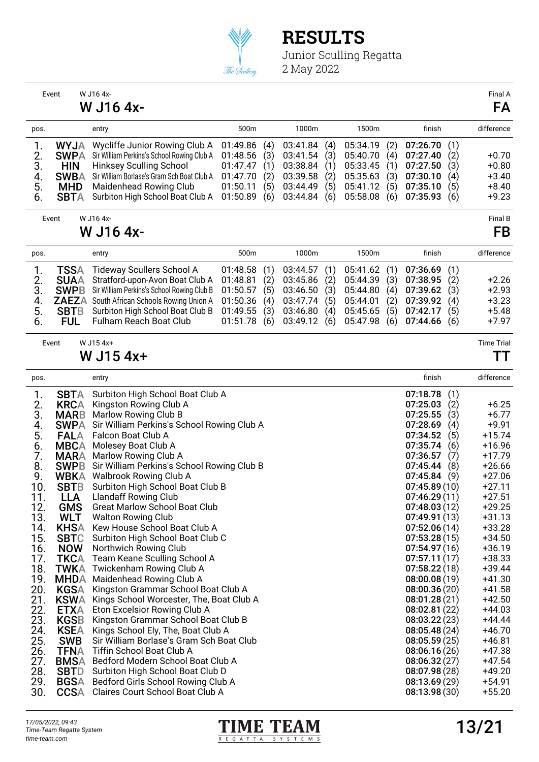# RESULTS

Junior Sculling Regatta
2 May 2022

Event W J16 4x- Final A

## W J16 4x- FA

| pos. | | entry | 500m | 1000m | 1500m | finish | difference |
|---|---|---|---|---|---|---|---|
| 1. | WYJA | Wycliffe Junior Rowing Club A | 01:49.86 (4) | 03:41.84 (4) | 05:34.19 (2) | **07:26.70** (1) | |
| 2. | SWPA | Sir William Perkins's School Rowing Club A | 01:48.56 (3) | 03:41.54 (3) | 05:40.70 (4) | **07:27.40** (2) | +0.70 |
| 3. | HIN | Hinksey Sculling School | 01:47.47 (1) | 03:38.84 (1) | 05:33.45 (1) | **07:27.50** (3) | +0.80 |
| 4. | SWBA | Sir William Borlase's Gram Sch Boat Club A | 01:47.70 (2) | 03:39.58 (2) | 05:35.63 (3) | **07:30.10** (4) | +3.40 |
| 5. | MHD | Maidenhead Rowing Club | 01:50.11 (5) | 03:44.49 (5) | 05:41.12 (5) | **07:35.10** (5) | +8.40 |
| 6. | SBTA | Surbiton High School Boat Club A | 01:50.89 (6) | 03:44.84 (6) | 05:58.08 (6) | **07:35.93** (6) | +9.23 |

Event W J16 4x- Final B

## W J16 4x- FB

| pos. | | entry | 500m | 1000m | 1500m | finish | difference |
|---|---|---|---|---|---|---|---|
| 1. | TSSA | Tideway Scullers School A | 01:48.58 (1) | 03:44.57 (1) | 05:41.62 (1) | **07:36.69** (1) | |
| 2. | SUAA | Stratford-upon-Avon Boat Club A | 01:48.81 (2) | 03:45.86 (2) | 05:44.39 (3) | **07:38.95** (2) | +2.26 |
| 3. | SWPB | Sir William Perkins's School Rowing Club B | 01:50.57 (5) | 03:46.50 (3) | 05:44.80 (4) | **07:39.62** (3) | +2.93 |
| 4. | ZAEZA | South African Schools Rowing Union A | 01:50.36 (4) | 03:47.74 (5) | 05:44.01 (2) | **07:39.92** (4) | +3.23 |
| 5. | SBTB | Surbiton High School Boat Club B | 01:49.55 (3) | 03:46.80 (4) | 05:45.65 (5) | **07:42.17** (5) | +5.48 |
| 6. | FUL | Fulham Reach Boat Club | 01:51.78 (6) | 03:49.12 (6) | 05:47.98 (6) | **07:44.66** (6) | +7.97 |

Event W J15 4x+ Time Trial

## W J15 4x+ TT

| pos. | | entry | finish | difference |
|---|---|---|---|---|
| 1. | SBTA | Surbiton High School Boat Club A | **07:18.78** (1) | |
| 2. | KRCA | Kingston Rowing Club A | **07:25.03** (2) | +6.25 |
| 3. | MARB | Marlow Rowing Club B | **07:25.55** (3) | +6.77 |
| 4. | SWPA | Sir William Perkins's School Rowing Club A | **07:28.69** (4) | +9.91 |
| 5. | FALA | Falcon Boat Club A | **07:34.52** (5) | +15.74 |
| 6. | MBCA | Molesey Boat Club A | **07:35.74** (6) | +16.96 |
| 7. | MARA | Marlow Rowing Club A | **07:36.57** (7) | +17.79 |
| 8. | SWPB | Sir William Perkins's School Rowing Club B | **07:45.44** (8) | +26.66 |
| 9. | WBKA | Walbrook Rowing Club A | **07:45.84** (9) | +27.06 |
| 10. | SBTB | Surbiton High School Boat Club B | **07:45.89** (10) | +27.11 |
| 11. | LLA | Llandaff Rowing Club | **07:46.29** (11) | +27.51 |
| 12. | GMS | Great Marlow School Boat Club | **07:48.03** (12) | +29.25 |
| 13. | WLT | Walton Rowing Club | **07:49.91** (13) | +31.13 |
| 14. | KHSA | Kew House School Boat Club A | **07:52.06** (14) | +33.28 |
| 15. | SBTC | Surbiton High School Boat Club C | **07:53.28** (15) | +34.50 |
| 16. | NOW | Northwich Rowing Club | **07:54.97** (16) | +36.19 |
| 17. | TKCA | Team Keane Sculling School A | **07:57.11** (17) | +38.33 |
| 18. | TWKA | Twickenham Rowing Club A | **07:58.22** (18) | +39.44 |
| 19. | MHDA | Maidenhead Rowing Club A | **08:00.08** (19) | +41.30 |
| 20. | KGSA | Kingston Grammar School Boat Club A | **08:00.36** (20) | +41.58 |
| 21. | KSWA | Kings School Worcester, The, Boat Club A | **08:01.28** (21) | +42.50 |
| 22. | ETXA | Eton Excelsior Rowing Club A | **08:02.81** (22) | +44.03 |
| 23. | KGSB | Kingston Grammar School Boat Club B | **08:03.22** (23) | +44.44 |
| 24. | KSEA | Kings School Ely, The, Boat Club A | **08:05.48** (24) | +46.70 |
| 25. | SWB | Sir William Borlase's Gram Sch Boat Club | **08:05.59** (25) | +46.81 |
| 26. | TFNA | Tiffin School Boat Club A | **08:06.16** (26) | +47.38 |
| 27. | BMSA | Bedford Modern School Boat Club A | **08:06.32** (27) | +47.54 |
| 28. | SBTD | Surbiton High School Boat Club D | **08:07.98** (28) | +49.20 |
| 29. | BGSA | Bedford Girls School Rowing Club A | **08:13.69** (29) | +54.91 |
| 30. | CCSA | Claires Court School Boat Club A | **08:13.98** (30) | +55.20 |

*17/05/2022, 09:43*
*Time-Team Regatta System*
*time-team.com*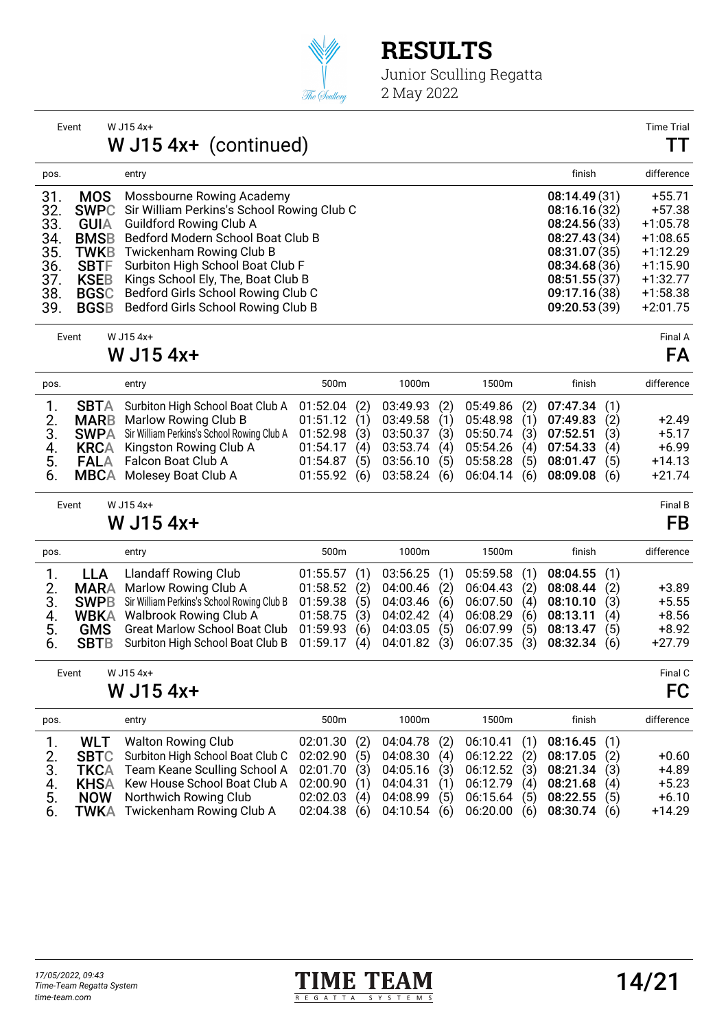# RESULTS

Junior Sculling Regatta
2 May 2022

Event W J15 4x+ — Time Trial

## W J15 4x+ (continued) — TT

| pos. | | entry | finish | difference |
|---|---|---|---|---|
| 31. | MOS | Mossbourne Rowing Academy | 08:14.49 (31) | +55.71 |
| 32. | SWPC | Sir William Perkins's School Rowing Club C | 08:16.16 (32) | +57.38 |
| 33. | GUIA | Guildford Rowing Club A | 08:24.56 (33) | +1:05.78 |
| 34. | BMSB | Bedford Modern School Boat Club B | 08:27.43 (34) | +1:08.65 |
| 35. | TWKB | Twickenham Rowing Club B | 08:31.07 (35) | +1:12.29 |
| 36. | SBTF | Surbiton High School Boat Club F | 08:34.68 (36) | +1:15.90 |
| 37. | KSEB | Kings School Ely, The, Boat Club B | 08:51.55 (37) | +1:32.77 |
| 38. | BGSC | Bedford Girls School Rowing Club C | 09:17.16 (38) | +1:58.38 |
| 39. | BGSB | Bedford Girls School Rowing Club B | 09:20.53 (39) | +2:01.75 |

Event W J15 4x+ — Final A

## W J15 4x+ — FA

| pos. | | entry | 500m | 1000m | 1500m | finish | difference |
|---|---|---|---|---|---|---|---|
| 1. | SBTA | Surbiton High School Boat Club A | 01:52.04 (2) | 03:49.93 (2) | 05:49.86 (2) | 07:47.34 (1) | |
| 2. | MARB | Marlow Rowing Club B | 01:51.12 (1) | 03:49.58 (1) | 05:48.98 (1) | 07:49.83 (2) | +2.49 |
| 3. | SWPA | Sir William Perkins's School Rowing Club A | 01:52.98 (3) | 03:50.37 (3) | 05:50.74 (3) | 07:52.51 (3) | +5.17 |
| 4. | KRCA | Kingston Rowing Club A | 01:54.17 (4) | 03:53.74 (4) | 05:54.26 (4) | 07:54.33 (4) | +6.99 |
| 5. | FALA | Falcon Boat Club A | 01:54.87 (5) | 03:56.10 (5) | 05:58.28 (5) | 08:01.47 (5) | +14.13 |
| 6. | MBCA | Molesey Boat Club A | 01:55.92 (6) | 03:58.24 (6) | 06:04.14 (6) | 08:09.08 (6) | +21.74 |

Event W J15 4x+ — Final B

## W J15 4x+ — FB

| pos. | | entry | 500m | 1000m | 1500m | finish | difference |
|---|---|---|---|---|---|---|---|
| 1. | LLA | Llandaff Rowing Club | 01:55.57 (1) | 03:56.25 (1) | 05:59.58 (1) | 08:04.55 (1) | |
| 2. | MARA | Marlow Rowing Club A | 01:58.52 (2) | 04:00.46 (2) | 06:04.43 (2) | 08:08.44 (2) | +3.89 |
| 3. | SWPB | Sir William Perkins's School Rowing Club B | 01:59.38 (5) | 04:03.46 (6) | 06:07.50 (4) | 08:10.10 (3) | +5.55 |
| 4. | WBKA | Walbrook Rowing Club A | 01:58.75 (3) | 04:02.42 (4) | 06:08.29 (6) | 08:13.11 (4) | +8.56 |
| 5. | GMS | Great Marlow School Boat Club | 01:59.93 (6) | 04:03.05 (5) | 06:07.99 (5) | 08:13.47 (5) | +8.92 |
| 6. | SBTB | Surbiton High School Boat Club B | 01:59.17 (4) | 04:01.82 (3) | 06:07.35 (3) | 08:32.34 (6) | +27.79 |

Event W J15 4x+ — Final C

## W J15 4x+ — FC

| pos. | | entry | 500m | 1000m | 1500m | finish | difference |
|---|---|---|---|---|---|---|---|
| 1. | WLT | Walton Rowing Club | 02:01.30 (2) | 04:04.78 (2) | 06:10.41 (1) | 08:16.45 (1) | |
| 2. | SBTC | Surbiton High School Boat Club C | 02:02.90 (5) | 04:08.30 (4) | 06:12.22 (2) | 08:17.05 (2) | +0.60 |
| 3. | TKCA | Team Keane Sculling School A | 02:01.70 (3) | 04:05.16 (3) | 06:12.52 (3) | 08:21.34 (3) | +4.89 |
| 4. | KHSA | Kew House School Boat Club A | 02:00.90 (1) | 04:04.31 (1) | 06:12.79 (4) | 08:21.68 (4) | +5.23 |
| 5. | NOW | Northwich Rowing Club | 02:02.03 (4) | 04:08.99 (5) | 06:15.64 (5) | 08:22.55 (5) | +6.10 |
| 6. | TWKA | Twickenham Rowing Club A | 02:04.38 (6) | 04:10.54 (6) | 06:20.00 (6) | 08:30.74 (6) | +14.29 |

*17/05/2022, 09:43*
*Time-Team Regatta System*
*time-team.com*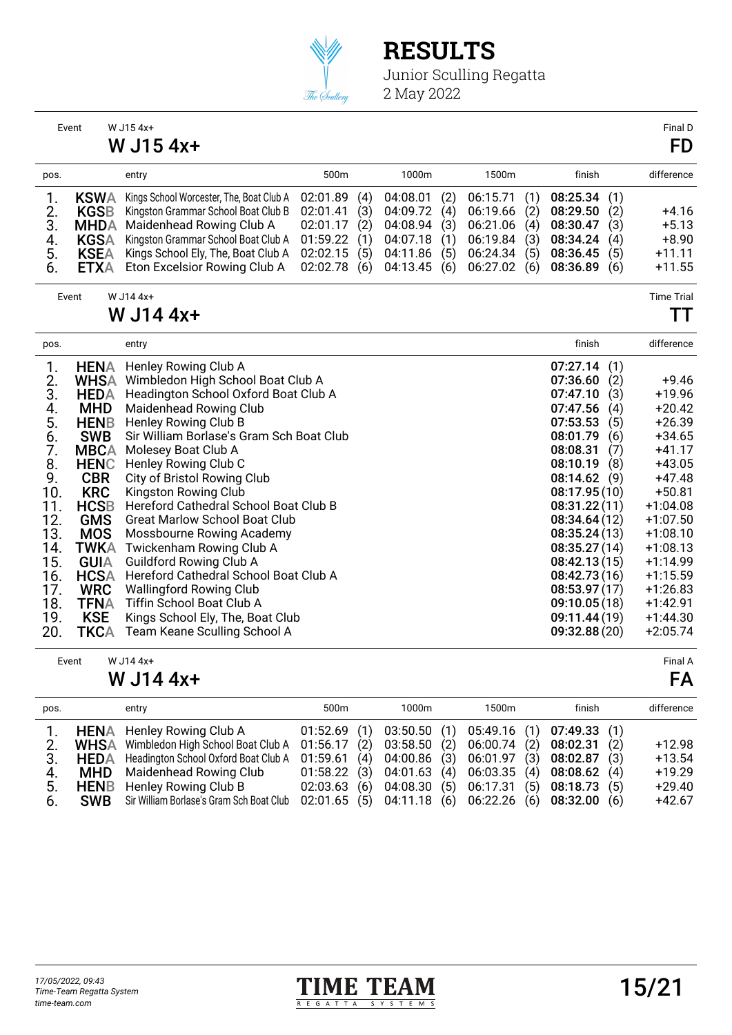# RESULTS

Junior Sculling Regatta
2 May 2022

Event W J15 4x+ — Final D

## W J15 4x+ — FD

| pos. | | entry | 500m | | 1000m | | 1500m | | finish | | difference |
|---|---|---|---|---|---|---|---|---|---|---|---|
| 1. | KSWA | Kings School Worcester, The, Boat Club A | 02:01.89 | (4) | 04:08.01 | (2) | 06:15.71 | (1) | **08:25.34** | (1) | |
| 2. | KGSB | Kingston Grammar School Boat Club B | 02:01.41 | (3) | 04:09.72 | (4) | 06:19.66 | (2) | **08:29.50** | (2) | +4.16 |
| 3. | MHDA | Maidenhead Rowing Club A | 02:01.17 | (2) | 04:08.94 | (3) | 06:21.06 | (4) | **08:30.47** | (3) | +5.13 |
| 4. | KGSA | Kingston Grammar School Boat Club A | 01:59.22 | (1) | 04:07.18 | (1) | 06:19.84 | (3) | **08:34.24** | (4) | +8.90 |
| 5. | KSEA | Kings School Ely, The, Boat Club A | 02:02.15 | (5) | 04:11.86 | (5) | 06:24.34 | (5) | **08:36.45** | (5) | +11.11 |
| 6. | ETXA | Eton Excelsior Rowing Club A | 02:02.78 | (6) | 04:13.45 | (6) | 06:27.02 | (6) | **08:36.89** | (6) | +11.55 |

Event W J14 4x+ — Time Trial

## W J14 4x+ — TT

| pos. | | entry | finish | | difference |
|---|---|---|---|---|---|
| 1. | HENA | Henley Rowing Club A | **07:27.14** | (1) | |
| 2. | WHSA | Wimbledon High School Boat Club A | **07:36.60** | (2) | +9.46 |
| 3. | HEDA | Headington School Oxford Boat Club A | **07:47.10** | (3) | +19.96 |
| 4. | MHD | Maidenhead Rowing Club | **07:47.56** | (4) | +20.42 |
| 5. | HENB | Henley Rowing Club B | **07:53.53** | (5) | +26.39 |
| 6. | SWB | Sir William Borlase's Gram Sch Boat Club | **08:01.79** | (6) | +34.65 |
| 7. | MBCA | Molesey Boat Club A | **08:08.31** | (7) | +41.17 |
| 8. | HENC | Henley Rowing Club C | **08:10.19** | (8) | +43.05 |
| 9. | CBR | City of Bristol Rowing Club | **08:14.62** | (9) | +47.48 |
| 10. | KRC | Kingston Rowing Club | **08:17.95** | (10) | +50.81 |
| 11. | HCSB | Hereford Cathedral School Boat Club B | **08:31.22** | (11) | +1:04.08 |
| 12. | GMS | Great Marlow School Boat Club | **08:34.64** | (12) | +1:07.50 |
| 13. | MOS | Mossbourne Rowing Academy | **08:35.24** | (13) | +1:08.10 |
| 14. | TWKA | Twickenham Rowing Club A | **08:35.27** | (14) | +1:08.13 |
| 15. | GUIA | Guildford Rowing Club A | **08:42.13** | (15) | +1:14.99 |
| 16. | HCSA | Hereford Cathedral School Boat Club A | **08:42.73** | (16) | +1:15.59 |
| 17. | WRC | Wallingford Rowing Club | **08:53.97** | (17) | +1:26.83 |
| 18. | TFNA | Tiffin School Boat Club A | **09:10.05** | (18) | +1:42.91 |
| 19. | KSE | Kings School Ely, The, Boat Club | **09:11.44** | (19) | +1:44.30 |
| 20. | TKCA | Team Keane Sculling School A | **09:32.88** | (20) | +2:05.74 |

Event W J14 4x+ — Final A

## W J14 4x+ — FA

| pos. | | entry | 500m | | 1000m | | 1500m | | finish | | difference |
|---|---|---|---|---|---|---|---|---|---|---|---|
| 1. | HENA | Henley Rowing Club A | 01:52.69 | (1) | 03:50.50 | (1) | 05:49.16 | (1) | **07:49.33** | (1) | |
| 2. | WHSA | Wimbledon High School Boat Club A | 01:56.17 | (2) | 03:58.50 | (2) | 06:00.74 | (2) | **08:02.31** | (2) | +12.98 |
| 3. | HEDA | Headington School Oxford Boat Club A | 01:59.61 | (4) | 04:00.86 | (3) | 06:01.97 | (3) | **08:02.87** | (3) | +13.54 |
| 4. | MHD | Maidenhead Rowing Club | 01:58.22 | (3) | 04:01.63 | (4) | 06:03.35 | (4) | **08:08.62** | (4) | +19.29 |
| 5. | HENB | Henley Rowing Club B | 02:03.63 | (6) | 04:08.30 | (5) | 06:17.31 | (5) | **08:18.73** | (5) | +29.40 |
| 6. | SWB | Sir William Borlase's Gram Sch Boat Club | 02:01.65 | (5) | 04:11.18 | (6) | 06:22.26 | (6) | **08:32.00** | (6) | +42.67 |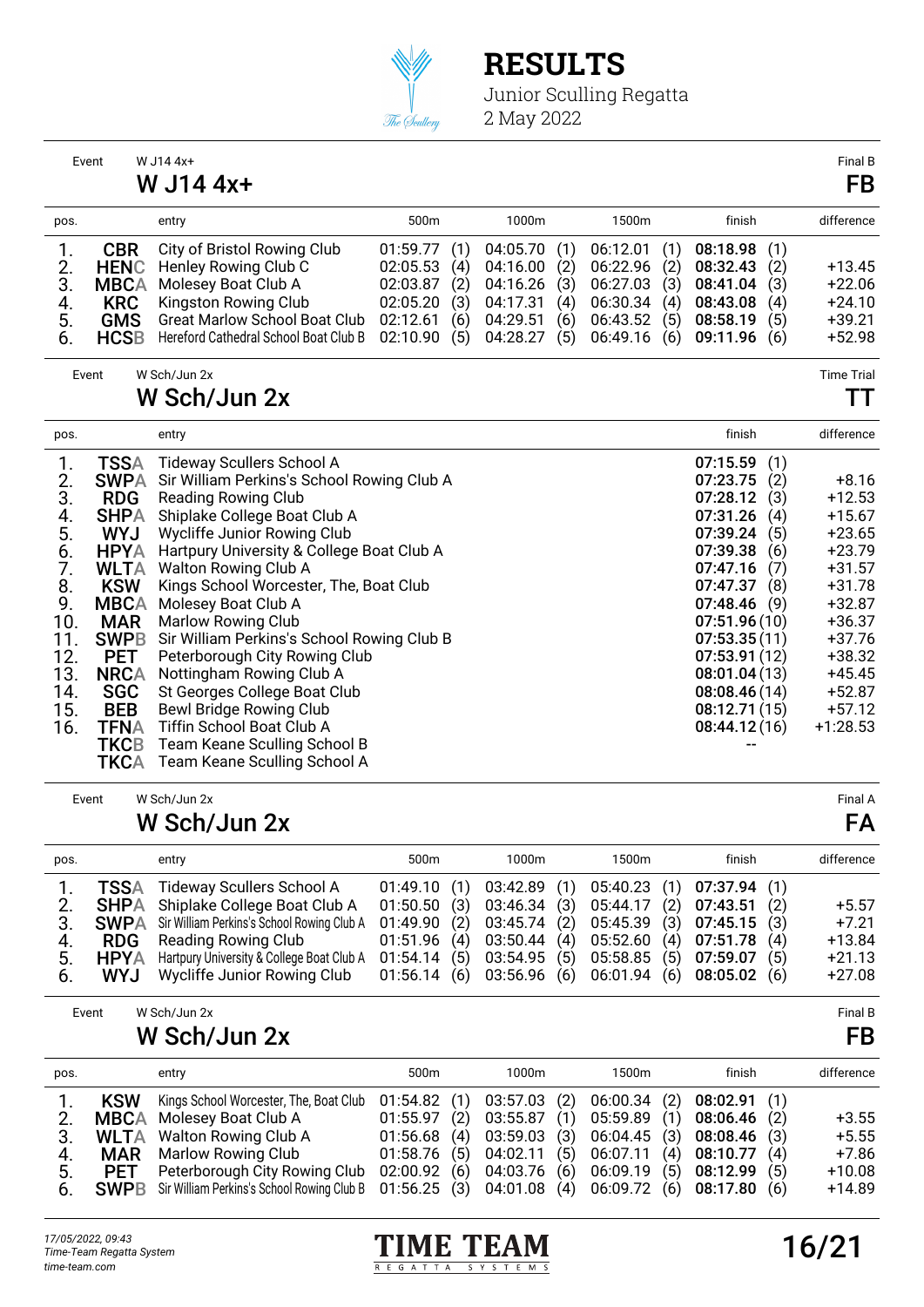# RESULTS

Junior Sculling Regatta
2 May 2022

Event W J14 4x+ — Final B

## W J14 4x+ — FB

| pos. | | entry | 500m | | 1000m | | 1500m | | finish | | difference |
|---|---|---|---|---|---|---|---|---|---|---|---|
| 1. | CBR | City of Bristol Rowing Club | 01:59.77 | (1) | 04:05.70 | (1) | 06:12.01 | (1) | **08:18.98** | (1) | |
| 2. | HENC | Henley Rowing Club C | 02:05.53 | (4) | 04:16.00 | (2) | 06:22.96 | (2) | **08:32.43** | (2) | +13.45 |
| 3. | MBCA | Molesey Boat Club A | 02:03.87 | (2) | 04:16.26 | (3) | 06:27.03 | (3) | **08:41.04** | (3) | +22.06 |
| 4. | KRC | Kingston Rowing Club | 02:05.20 | (3) | 04:17.31 | (4) | 06:30.34 | (4) | **08:43.08** | (4) | +24.10 |
| 5. | GMS | Great Marlow School Boat Club | 02:12.61 | (6) | 04:29.51 | (6) | 06:43.52 | (5) | **08:58.19** | (5) | +39.21 |
| 6. | HCSB | Hereford Cathedral School Boat Club B | 02:10.90 | (5) | 04:28.27 | (5) | 06:49.16 | (6) | **09:11.96** | (6) | +52.98 |

Event W Sch/Jun 2x — Time Trial

## W Sch/Jun 2x — TT

| pos. | | entry | finish | | difference |
|---|---|---|---|---|---|
| 1. | TSSA | Tideway Scullers School A | **07:15.59** | (1) | |
| 2. | SWPA | Sir William Perkins's School Rowing Club A | **07:23.75** | (2) | +8.16 |
| 3. | RDG | Reading Rowing Club | **07:28.12** | (3) | +12.53 |
| 4. | SHPA | Shiplake College Boat Club A | **07:31.26** | (4) | +15.67 |
| 5. | WYJ | Wycliffe Junior Rowing Club | **07:39.24** | (5) | +23.65 |
| 6. | HPYA | Hartpury University & College Boat Club A | **07:39.38** | (6) | +23.79 |
| 7. | WLTA | Walton Rowing Club A | **07:47.16** | (7) | +31.57 |
| 8. | KSW | Kings School Worcester, The, Boat Club | **07:47.37** | (8) | +31.78 |
| 9. | MBCA | Molesey Boat Club A | **07:48.46** | (9) | +32.87 |
| 10. | MAR | Marlow Rowing Club | **07:51.96** | (10) | +36.37 |
| 11. | SWPB | Sir William Perkins's School Rowing Club B | **07:53.35** | (11) | +37.76 |
| 12. | PET | Peterborough City Rowing Club | **07:53.91** | (12) | +38.32 |
| 13. | NRCA | Nottingham Rowing Club A | **08:01.04** | (13) | +45.45 |
| 14. | SGC | St Georges College Boat Club | **08:08.46** | (14) | +52.87 |
| 15. | BEB | Bewl Bridge Rowing Club | **08:12.71** | (15) | +57.12 |
| 16. | TFNA | Tiffin School Boat Club A | **08:44.12** | (16) | +1:28.53 |
| | TKCB | Team Keane Sculling School B | -- | | |
| | TKCA | Team Keane Sculling School A | | | |

Event W Sch/Jun 2x — Final A

## W Sch/Jun 2x — FA

| pos. | | entry | 500m | | 1000m | | 1500m | | finish | | difference |
|---|---|---|---|---|---|---|---|---|---|---|---|
| 1. | TSSA | Tideway Scullers School A | 01:49.10 | (1) | 03:42.89 | (1) | 05:40.23 | (1) | **07:37.94** | (1) | |
| 2. | SHPA | Shiplake College Boat Club A | 01:50.50 | (3) | 03:46.34 | (3) | 05:44.17 | (2) | **07:43.51** | (2) | +5.57 |
| 3. | SWPA | Sir William Perkins's School Rowing Club A | 01:49.90 | (2) | 03:45.74 | (2) | 05:45.39 | (3) | **07:45.15** | (3) | +7.21 |
| 4. | RDG | Reading Rowing Club | 01:51.96 | (4) | 03:50.44 | (4) | 05:52.60 | (4) | **07:51.78** | (4) | +13.84 |
| 5. | HPYA | Hartpury University & College Boat Club A | 01:54.14 | (5) | 03:54.95 | (5) | 05:58.85 | (5) | **07:59.07** | (5) | +21.13 |
| 6. | WYJ | Wycliffe Junior Rowing Club | 01:56.14 | (6) | 03:56.96 | (6) | 06:01.94 | (6) | **08:05.02** | (6) | +27.08 |

Event W Sch/Jun 2x — Final B

## W Sch/Jun 2x — FB

| pos. | | entry | 500m | | 1000m | | 1500m | | finish | | difference |
|---|---|---|---|---|---|---|---|---|---|---|---|
| 1. | KSW | Kings School Worcester, The, Boat Club | 01:54.82 | (1) | 03:57.03 | (2) | 06:00.34 | (2) | **08:02.91** | (1) | |
| 2. | MBCA | Molesey Boat Club A | 01:55.97 | (2) | 03:55.87 | (1) | 05:59.89 | (1) | **08:06.46** | (2) | +3.55 |
| 3. | WLTA | Walton Rowing Club A | 01:56.68 | (4) | 03:59.03 | (3) | 06:04.45 | (3) | **08:08.46** | (3) | +5.55 |
| 4. | MAR | Marlow Rowing Club | 01:58.76 | (5) | 04:02.11 | (5) | 06:07.11 | (4) | **08:10.77** | (4) | +7.86 |
| 5. | PET | Peterborough City Rowing Club | 02:00.92 | (6) | 04:03.76 | (6) | 06:09.19 | (5) | **08:12.99** | (5) | +10.08 |
| 6. | SWPB | Sir William Perkins's School Rowing Club B | 01:56.25 | (3) | 04:01.08 | (4) | 06:09.72 | (6) | **08:17.80** | (6) | +14.89 |

*17/05/2022, 09:43*
*Time-Team Regatta System*
*time-team.com*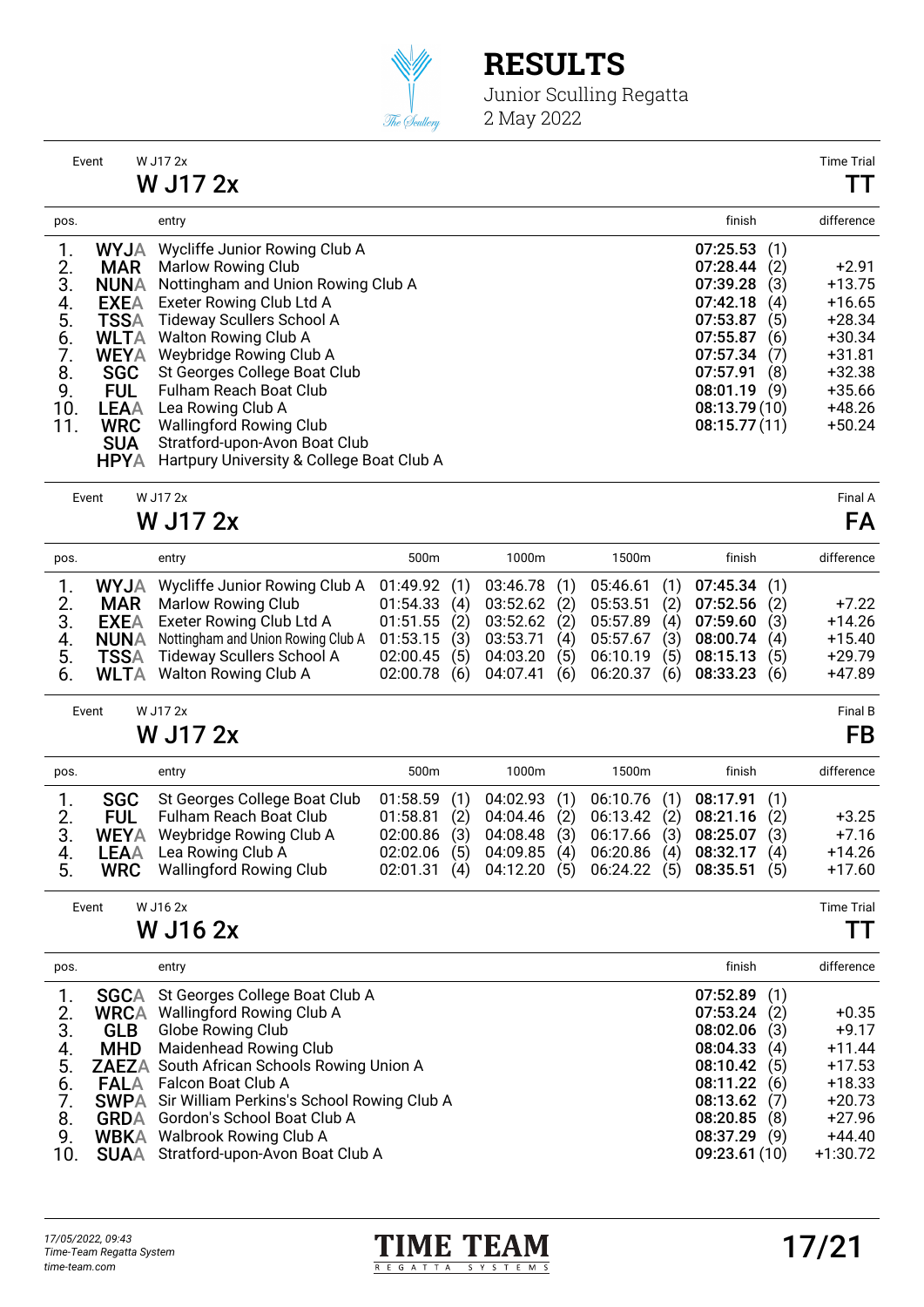# RESULTS

Junior Sculling Regatta
2 May 2022

Event W J17 2x — Time Trial

## W J17 2x — TT

| pos. | | entry | finish | difference |
|---|---|---|---|---|
| 1. | WYJA | Wycliffe Junior Rowing Club A | 07:25.53 (1) | |
| 2. | MAR | Marlow Rowing Club | 07:28.44 (2) | +2.91 |
| 3. | NUNA | Nottingham and Union Rowing Club A | 07:39.28 (3) | +13.75 |
| 4. | EXEA | Exeter Rowing Club Ltd A | 07:42.18 (4) | +16.65 |
| 5. | TSSA | Tideway Scullers School A | 07:53.87 (5) | +28.34 |
| 6. | WLTA | Walton Rowing Club A | 07:55.87 (6) | +30.34 |
| 7. | WEYA | Weybridge Rowing Club A | 07:57.34 (7) | +31.81 |
| 8. | SGC | St Georges College Boat Club | 07:57.91 (8) | +32.38 |
| 9. | FUL | Fulham Reach Boat Club | 08:01.19 (9) | +35.66 |
| 10. | LEAA | Lea Rowing Club A | 08:13.79 (10) | +48.26 |
| 11. | WRC | Wallingford Rowing Club | 08:15.77 (11) | +50.24 |
| | SUA | Stratford-upon-Avon Boat Club | | |
| | HPYA | Hartpury University & College Boat Club A | | |

Event W J17 2x — Final A

## W J17 2x — FA

| pos. | | entry | 500m | 1000m | 1500m | finish | difference |
|---|---|---|---|---|---|---|---|
| 1. | WYJA | Wycliffe Junior Rowing Club A | 01:49.92 (1) | 03:46.78 (1) | 05:46.61 (1) | 07:45.34 (1) | |
| 2. | MAR | Marlow Rowing Club | 01:54.33 (4) | 03:52.62 (2) | 05:53.51 (2) | 07:52.56 (2) | +7.22 |
| 3. | EXEA | Exeter Rowing Club Ltd A | 01:51.55 (2) | 03:52.62 (2) | 05:57.89 (4) | 07:59.60 (3) | +14.26 |
| 4. | NUNA | Nottingham and Union Rowing Club A | 01:53.15 (3) | 03:53.71 (4) | 05:57.67 (3) | 08:00.74 (4) | +15.40 |
| 5. | TSSA | Tideway Scullers School A | 02:00.45 (5) | 04:03.20 (5) | 06:10.19 (5) | 08:15.13 (5) | +29.79 |
| 6. | WLTA | Walton Rowing Club A | 02:00.78 (6) | 04:07.41 (6) | 06:20.37 (6) | 08:33.23 (6) | +47.89 |

Event W J17 2x — Final B

## W J17 2x — FB

| pos. | | entry | 500m | 1000m | 1500m | finish | difference |
|---|---|---|---|---|---|---|---|
| 1. | SGC | St Georges College Boat Club | 01:58.59 (1) | 04:02.93 (1) | 06:10.76 (1) | 08:17.91 (1) | |
| 2. | FUL | Fulham Reach Boat Club | 01:58.81 (2) | 04:04.46 (2) | 06:13.42 (2) | 08:21.16 (2) | +3.25 |
| 3. | WEYA | Weybridge Rowing Club A | 02:00.86 (3) | 04:08.48 (3) | 06:17.66 (3) | 08:25.07 (3) | +7.16 |
| 4. | LEAA | Lea Rowing Club A | 02:02.06 (5) | 04:09.85 (4) | 06:20.86 (4) | 08:32.17 (4) | +14.26 |
| 5. | WRC | Wallingford Rowing Club | 02:01.31 (4) | 04:12.20 (5) | 06:24.22 (5) | 08:35.51 (5) | +17.60 |

Event W J16 2x — Time Trial

## W J16 2x — TT

| pos. | | entry | finish | difference |
|---|---|---|---|---|
| 1. | SGCA | St Georges College Boat Club A | 07:52.89 (1) | |
| 2. | WRCA | Wallingford Rowing Club A | 07:53.24 (2) | +0.35 |
| 3. | GLB | Globe Rowing Club | 08:02.06 (3) | +9.17 |
| 4. | MHD | Maidenhead Rowing Club | 08:04.33 (4) | +11.44 |
| 5. | ZAEZA | South African Schools Rowing Union A | 08:10.42 (5) | +17.53 |
| 6. | FALA | Falcon Boat Club A | 08:11.22 (6) | +18.33 |
| 7. | SWPA | Sir William Perkins's School Rowing Club A | 08:13.62 (7) | +20.73 |
| 8. | GRDA | Gordon's School Boat Club A | 08:20.85 (8) | +27.96 |
| 9. | WBKA | Walbrook Rowing Club A | 08:37.29 (9) | +44.40 |
| 10. | SUAA | Stratford-upon-Avon Boat Club A | 09:23.61 (10) | +1:30.72 |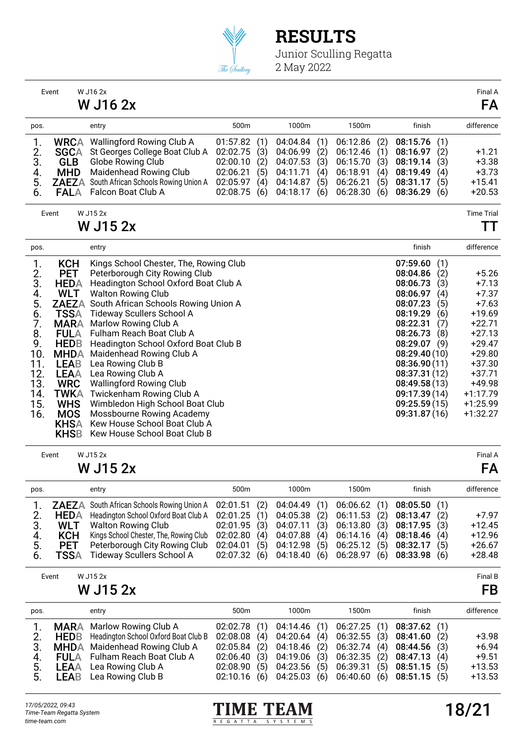# RESULTS

Junior Sculling Regatta
2 May 2022

Event W J16 2x

## W J16 2x

Final A **FA**

| pos. | | entry | 500m | 1000m | 1500m | finish | difference |
|---|---|---|---|---|---|---|---|
| 1. | WRCA | Wallingford Rowing Club A | 01:57.82 (1) | 04:04.84 (1) | 06:12.86 (2) | **08:15.76** (1) | |
| 2. | SGCA | St Georges College Boat Club A | 02:02.75 (3) | 04:06.99 (2) | 06:12.46 (1) | **08:16.97** (2) | +1.21 |
| 3. | GLB | Globe Rowing Club | 02:00.10 (2) | 04:07.53 (3) | 06:15.70 (3) | **08:19.14** (3) | +3.38 |
| 4. | MHD | Maidenhead Rowing Club | 02:06.21 (5) | 04:11.71 (4) | 06:18.91 (4) | **08:19.49** (4) | +3.73 |
| 5. | ZAEZA | South African Schools Rowing Union A | 02:05.97 (4) | 04:14.87 (5) | 06:26.21 (5) | **08:31.17** (5) | +15.41 |
| 6. | FALA | Falcon Boat Club A | 02:08.75 (6) | 04:18.17 (6) | 06:28.30 (6) | **08:36.29** (6) | +20.53 |

Event W J15 2x

## W J15 2x

Time Trial **TT**

| pos. | | entry | finish | difference |
|---|---|---|---|---|
| 1. | KCH | Kings School Chester, The, Rowing Club | **07:59.60** (1) | |
| 2. | PET | Peterborough City Rowing Club | **08:04.86** (2) | +5.26 |
| 3. | HEDA | Headington School Oxford Boat Club A | **08:06.73** (3) | +7.13 |
| 4. | WLT | Walton Rowing Club | **08:06.97** (4) | +7.37 |
| 5. | ZAEZA | South African Schools Rowing Union A | **08:07.23** (5) | +7.63 |
| 6. | TSSA | Tideway Scullers School A | **08:19.29** (6) | +19.69 |
| 7. | MARA | Marlow Rowing Club A | **08:22.31** (7) | +22.71 |
| 8. | FULA | Fulham Reach Boat Club A | **08:26.73** (8) | +27.13 |
| 9. | HEDB | Headington School Oxford Boat Club B | **08:29.07** (9) | +29.47 |
| 10. | MHDA | Maidenhead Rowing Club A | **08:29.40** (10) | +29.80 |
| 11. | LEAB | Lea Rowing Club B | **08:36.90** (11) | +37.30 |
| 12. | LEAA | Lea Rowing Club A | **08:37.31** (12) | +37.71 |
| 13. | WRC | Wallingford Rowing Club | **08:49.58** (13) | +49.98 |
| 14. | TWKA | Twickenham Rowing Club A | **09:17.39** (14) | +1:17.79 |
| 15. | WHS | Wimbledon High School Boat Club | **09:25.59** (15) | +1:25.99 |
| 16. | MOS | Mossbourne Rowing Academy | **09:31.87** (16) | +1:32.27 |
| | KHSA | Kew House School Boat Club A | | |
| | KHSB | Kew House School Boat Club B | | |

Event W J15 2x

## W J15 2x

Final A **FA**

| pos. | | entry | 500m | 1000m | 1500m | finish | difference |
|---|---|---|---|---|---|---|---|
| 1. | ZAEZA | South African Schools Rowing Union A | 02:01.51 (2) | 04:04.49 (1) | 06:06.62 (1) | **08:05.50** (1) | |
| 2. | HEDA | Headington School Oxford Boat Club A | 02:01.25 (1) | 04:05.38 (2) | 06:11.53 (2) | **08:13.47** (2) | +7.97 |
| 3. | WLT | Walton Rowing Club | 02:01.95 (3) | 04:07.11 (3) | 06:13.80 (3) | **08:17.95** (3) | +12.45 |
| 4. | KCH | Kings School Chester, The, Rowing Club | 02:02.80 (4) | 04:07.88 (4) | 06:14.16 (4) | **08:18.46** (4) | +12.96 |
| 5. | PET | Peterborough City Rowing Club | 02:04.01 (5) | 04:12.98 (5) | 06:25.12 (5) | **08:32.17** (5) | +26.67 |
| 6. | TSSA | Tideway Scullers School A | 02:07.32 (6) | 04:18.40 (6) | 06:28.97 (6) | **08:33.98** (6) | +28.48 |

Event W J15 2x

## W J15 2x

Final B **FB**

| pos. | | entry | 500m | 1000m | 1500m | finish | difference |
|---|---|---|---|---|---|---|---|
| 1. | MARA | Marlow Rowing Club A | 02:02.78 (1) | 04:14.46 (1) | 06:27.25 (1) | **08:37.62** (1) | |
| 2. | HEDB | Headington School Oxford Boat Club B | 02:08.08 (4) | 04:20.64 (4) | 06:32.55 (3) | **08:41.60** (2) | +3.98 |
| 3. | MHDA | Maidenhead Rowing Club A | 02:05.84 (2) | 04:18.46 (2) | 06:32.74 (4) | **08:44.56** (3) | +6.94 |
| 4. | FULA | Fulham Reach Boat Club A | 02:06.40 (3) | 04:19.06 (3) | 06:32.35 (2) | **08:47.13** (4) | +9.51 |
| 5. | LEAA | Lea Rowing Club A | 02:08.90 (5) | 04:23.56 (5) | 06:39.31 (5) | **08:51.15** (5) | +13.53 |
| 5. | LEAB | Lea Rowing Club B | 02:10.16 (6) | 04:25.03 (6) | 06:40.60 (6) | **08:51.15** (5) | +13.53 |

*17/05/2022, 09:43*
*Time-Team Regatta System*
*time-team.com*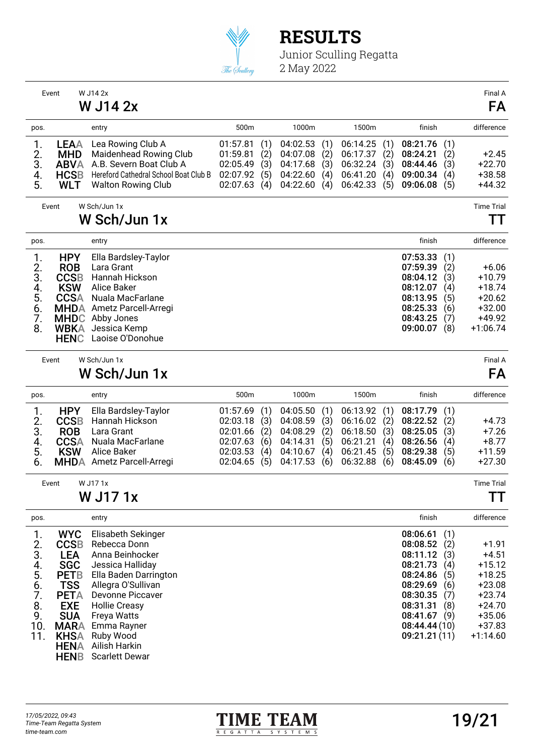# RESULTS

Junior Sculling Regatta
2 May 2022

Event: W J14 2x — Final A

## W J14 2x — FA

| pos. | | entry | 500m | | 1000m | | 1500m | | finish | | difference |
|---|---|---|---|---|---|---|---|---|---|---|---|
| 1. | LEAA | Lea Rowing Club A | 01:57.81 | (1) | 04:02.53 | (1) | 06:14.25 | (1) | **08:21.76** | (1) | |
| 2. | MHD | Maidenhead Rowing Club | 01:59.81 | (2) | 04:07.08 | (2) | 06:17.37 | (2) | **08:24.21** | (2) | +2.45 |
| 3. | ABVA | A.B. Severn Boat Club A | 02:05.49 | (3) | 04:17.68 | (3) | 06:32.24 | (3) | **08:44.46** | (3) | +22.70 |
| 4. | HCSB | Hereford Cathedral School Boat Club B | 02:07.92 | (5) | 04:22.60 | (4) | 06:41.20 | (4) | **09:00.34** | (4) | +38.58 |
| 5. | WLT | Walton Rowing Club | 02:07.63 | (4) | 04:22.60 | (4) | 06:42.33 | (5) | **09:06.08** | (5) | +44.32 |

Event: W Sch/Jun 1x — Time Trial

## W Sch/Jun 1x — TT

| pos. | | entry | finish | | difference |
|---|---|---|---|---|---|
| 1. | HPY | Ella Bardsley-Taylor | **07:53.33** | (1) | |
| 2. | ROB | Lara Grant | **07:59.39** | (2) | +6.06 |
| 3. | CCSB | Hannah Hickson | **08:04.12** | (3) | +10.79 |
| 4. | KSW | Alice Baker | **08:12.07** | (4) | +18.74 |
| 5. | CCSA | Nuala MacFarlane | **08:13.95** | (5) | +20.62 |
| 6. | MHDA | Ametz Parcell-Arregi | **08:25.33** | (6) | +32.00 |
| 7. | MHDC | Abby Jones | **08:43.25** | (7) | +49.92 |
| 8. | WBKA | Jessica Kemp | **09:00.07** | (8) | +1:06.74 |
| | HENC | Laoise O'Donohue | | | |

Event: W Sch/Jun 1x — Final A

## W Sch/Jun 1x — FA

| pos. | | entry | 500m | | 1000m | | 1500m | | finish | | difference |
|---|---|---|---|---|---|---|---|---|---|---|---|
| 1. | HPY | Ella Bardsley-Taylor | 01:57.69 | (1) | 04:05.50 | (1) | 06:13.92 | (1) | **08:17.79** | (1) | |
| 2. | CCSB | Hannah Hickson | 02:03.18 | (3) | 04:08.59 | (3) | 06:16.02 | (2) | **08:22.52** | (2) | +4.73 |
| 3. | ROB | Lara Grant | 02:01.66 | (2) | 04:08.29 | (2) | 06:18.50 | (3) | **08:25.05** | (3) | +7.26 |
| 4. | CCSA | Nuala MacFarlane | 02:07.63 | (6) | 04:14.31 | (5) | 06:21.21 | (4) | **08:26.56** | (4) | +8.77 |
| 5. | KSW | Alice Baker | 02:03.53 | (4) | 04:10.67 | (4) | 06:21.45 | (5) | **08:29.38** | (5) | +11.59 |
| 6. | MHDA | Ametz Parcell-Arregi | 02:04.65 | (5) | 04:17.53 | (6) | 06:32.88 | (6) | **08:45.09** | (6) | +27.30 |

Event: W J17 1x — Time Trial

## W J17 1x — TT

| pos. | | entry | finish | | difference |
|---|---|---|---|---|---|
| 1. | WYC | Elisabeth Sekinger | **08:06.61** | (1) | |
| 2. | CCSB | Rebecca Donn | **08:08.52** | (2) | +1.91 |
| 3. | LEA | Anna Beinhocker | **08:11.12** | (3) | +4.51 |
| 4. | SGC | Jessica Halliday | **08:21.73** | (4) | +15.12 |
| 5. | PETB | Ella Baden Darrington | **08:24.86** | (5) | +18.25 |
| 6. | TSS | Allegra O'Sullivan | **08:29.69** | (6) | +23.08 |
| 7. | PETA | Devonne Piccaver | **08:30.35** | (7) | +23.74 |
| 8. | EXE | Hollie Creasy | **08:31.31** | (8) | +24.70 |
| 9. | SUA | Freya Watts | **08:41.67** | (9) | +35.06 |
| 10. | MARA | Emma Rayner | **08:44.44** | (10) | +37.83 |
| 11. | KHSA | Ruby Wood | **09:21.21** | (11) | +1:14.60 |
| | HENA | Ailish Harkin | | | |
| | HENB | Scarlett Dewar | | | |

17/05/2022, 09:43
Time-Team Regatta System
time-team.com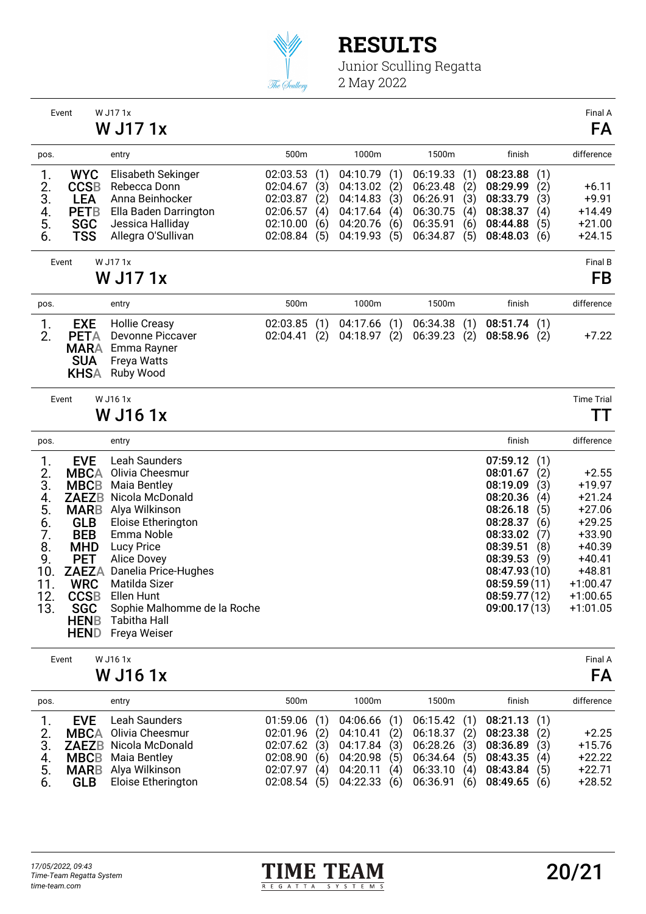# RESULTS

Junior Sculling Regatta
2 May 2022

Event W J17 1x

## W J17 1x

Final A
**FA**

| pos. | | entry | 500m | 1000m | 1500m | finish | difference |
|---|---|---|---|---|---|---|---|
| 1. | **WYC** | Elisabeth Sekinger | 02:03.53 (1) | 04:10.79 (1) | 06:19.33 (1) | **08:23.88** (1) | |
| 2. | **CCSB** | Rebecca Donn | 02:04.67 (3) | 04:13.02 (2) | 06:23.48 (2) | **08:29.99** (2) | +6.11 |
| 3. | **LEA** | Anna Beinhocker | 02:03.87 (2) | 04:14.83 (3) | 06:26.91 (3) | **08:33.79** (3) | +9.91 |
| 4. | **PETB** | Ella Baden Darrington | 02:06.57 (4) | 04:17.64 (4) | 06:30.75 (4) | **08:38.37** (4) | +14.49 |
| 5. | **SGC** | Jessica Halliday | 02:10.00 (6) | 04:20.76 (6) | 06:35.91 (6) | **08:44.88** (5) | +21.00 |
| 6. | **TSS** | Allegra O'Sullivan | 02:08.84 (5) | 04:19.93 (5) | 06:34.87 (5) | **08:48.03** (6) | +24.15 |

Event W J17 1x

## W J17 1x

Final B
**FB**

| pos. | | entry | 500m | 1000m | 1500m | finish | difference |
|---|---|---|---|---|---|---|---|
| 1. | **EXE** | Hollie Creasy | 02:03.85 (1) | 04:17.66 (1) | 06:34.38 (1) | **08:51.74** (1) | |
| 2. | **PETA** | Devonne Piccaver | 02:04.41 (2) | 04:18.97 (2) | 06:39.23 (2) | **08:58.96** (2) | +7.22 |
| | **MARA** | Emma Rayner | | | | | |
| | **SUA** | Freya Watts | | | | | |
| | **KHSA** | Ruby Wood | | | | | |

Event W J16 1x

## W J16 1x

Time Trial
**TT**

| pos. | | entry | finish | difference |
|---|---|---|---|---|
| 1. | **EVE** | Leah Saunders | **07:59.12** (1) | |
| 2. | **MBCA** | Olivia Cheesmur | **08:01.67** (2) | +2.55 |
| 3. | **MBCB** | Maia Bentley | **08:19.09** (3) | +19.97 |
| 4. | **ZAEZB** | Nicola McDonald | **08:20.36** (4) | +21.24 |
| 5. | **MARB** | Alya Wilkinson | **08:26.18** (5) | +27.06 |
| 6. | **GLB** | Eloise Etherington | **08:28.37** (6) | +29.25 |
| 7. | **BEB** | Emma Noble | **08:33.02** (7) | +33.90 |
| 8. | **MHD** | Lucy Price | **08:39.51** (8) | +40.39 |
| 9. | **PET** | Alice Dovey | **08:39.53** (9) | +40.41 |
| 10. | **ZAEZA** | Danelia Price-Hughes | **08:47.93** (10) | +48.81 |
| 11. | **WRC** | Matilda Sizer | **08:59.59** (11) | +1:00.47 |
| 12. | **CCSB** | Ellen Hunt | **08:59.77** (12) | +1:00.65 |
| 13. | **SGC** | Sophie Malhomme de la Roche | **09:00.17** (13) | +1:01.05 |
| | **HENB** | Tabitha Hall | | |
| | **HEND** | Freya Weiser | | |

Event W J16 1x

## W J16 1x

Final A
**FA**

| pos. | | entry | 500m | 1000m | 1500m | finish | difference |
|---|---|---|---|---|---|---|---|
| 1. | **EVE** | Leah Saunders | 01:59.06 (1) | 04:06.66 (1) | 06:15.42 (1) | **08:21.13** (1) | |
| 2. | **MBCA** | Olivia Cheesmur | 02:01.96 (2) | 04:10.41 (2) | 06:18.37 (2) | **08:23.38** (2) | +2.25 |
| 3. | **ZAEZB** | Nicola McDonald | 02:07.62 (3) | 04:17.84 (3) | 06:28.26 (3) | **08:36.89** (3) | +15.76 |
| 4. | **MBCB** | Maia Bentley | 02:08.90 (6) | 04:20.98 (5) | 06:34.64 (5) | **08:43.35** (4) | +22.22 |
| 5. | **MARB** | Alya Wilkinson | 02:07.97 (4) | 04:20.11 (4) | 06:33.10 (4) | **08:43.84** (5) | +22.71 |
| 6. | **GLB** | Eloise Etherington | 02:08.54 (5) | 04:22.33 (6) | 06:36.91 (6) | **08:49.65** (6) | +28.52 |

*17/05/2022, 09:43*
*Time-Team Regatta System*
*time-team.com*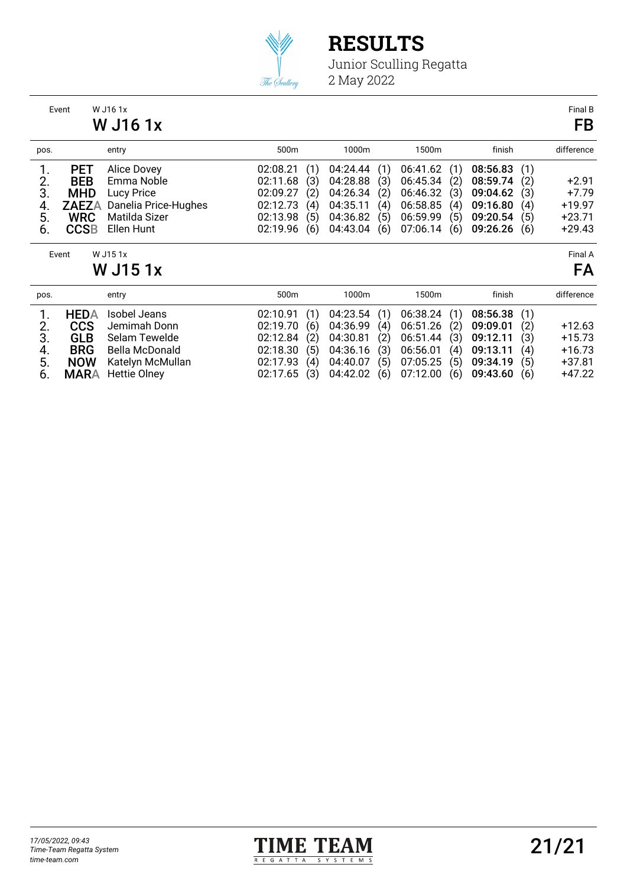# RESULTS

Junior Sculling Regatta
2 May 2022

Event W J16 1x

## W J16 1x

Final B
**FB**

| pos. | | entry | 500m | | 1000m | | 1500m | | finish | | difference |
|---|---|---|---|---|---|---|---|---|---|---|---|
| 1. | **PET** | Alice Dovey | 02:08.21 | (1) | 04:24.44 | (1) | 06:41.62 | (1) | **08:56.83** | (1) | |
| 2. | **BEB** | Emma Noble | 02:11.68 | (3) | 04:28.88 | (3) | 06:45.34 | (2) | **08:59.74** | (2) | +2.91 |
| 3. | **MHD** | Lucy Price | 02:09.27 | (2) | 04:26.34 | (2) | 06:46.32 | (3) | **09:04.62** | (3) | +7.79 |
| 4. | **ZAEZA** | Danelia Price-Hughes | 02:12.73 | (4) | 04:35.11 | (4) | 06:58.85 | (4) | **09:16.80** | (4) | +19.97 |
| 5. | **WRC** | Matilda Sizer | 02:13.98 | (5) | 04:36.82 | (5) | 06:59.99 | (5) | **09:20.54** | (5) | +23.71 |
| 6. | **CCSB** | Ellen Hunt | 02:19.96 | (6) | 04:43.04 | (6) | 07:06.14 | (6) | **09:26.26** | (6) | +29.43 |

Event W J15 1x

## W J15 1x

Final A
**FA**

| pos. | | entry | 500m | | 1000m | | 1500m | | finish | | difference |
|---|---|---|---|---|---|---|---|---|---|---|---|
| 1. | **HEDA** | Isobel Jeans | 02:10.91 | (1) | 04:23.54 | (1) | 06:38.24 | (1) | **08:56.38** | (1) | |
| 2. | **CCS** | Jemimah Donn | 02:19.70 | (6) | 04:36.99 | (4) | 06:51.26 | (2) | **09:09.01** | (2) | +12.63 |
| 3. | **GLB** | Selam Tewelde | 02:12.84 | (2) | 04:30.81 | (2) | 06:51.44 | (3) | **09:12.11** | (3) | +15.73 |
| 4. | **BRG** | Bella McDonald | 02:18.30 | (5) | 04:36.16 | (3) | 06:56.01 | (4) | **09:13.11** | (4) | +16.73 |
| 5. | **NOW** | Katelyn McMullan | 02:17.93 | (4) | 04:40.07 | (5) | 07:05.25 | (5) | **09:34.19** | (5) | +37.81 |
| 6. | **MARA** | Hettie Olney | 02:17.65 | (3) | 04:42.02 | (6) | 07:12.00 | (6) | **09:43.60** | (6) | +47.22 |

*17/05/2022, 09:43*
*Time-Team Regatta System*
*time-team.com*